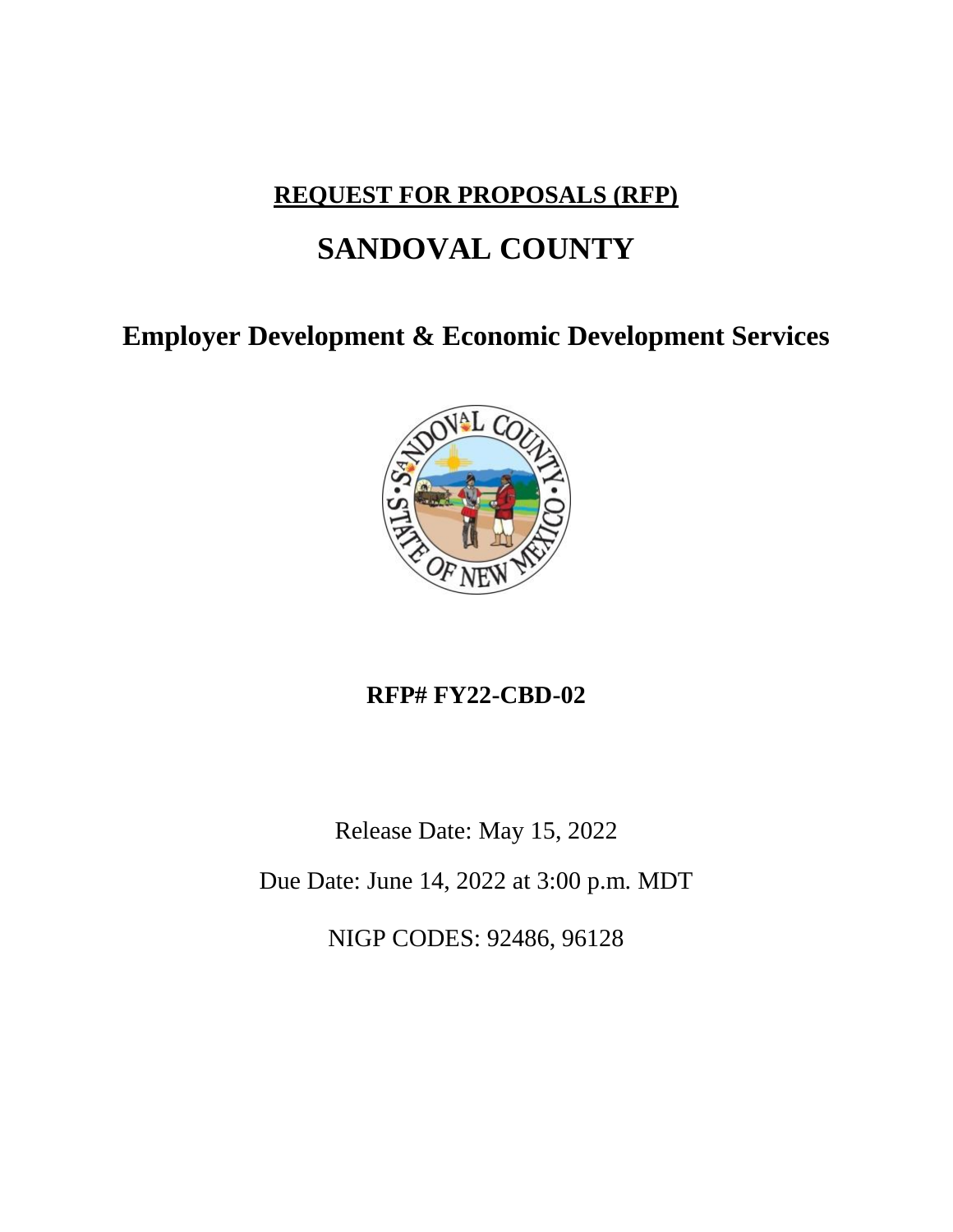**<u>REQUEST FOR PROPOSALS (RFP)</u>**

# SANDOVAL COUNTY

## Employer Development & Economic Development Services

**RFP# FY22-CBD-02**

Release Date: May 15, 2022

Due Date: June 14, 2022 at 3:00 p.m. MDT

NIGP CODES: 92486, 96128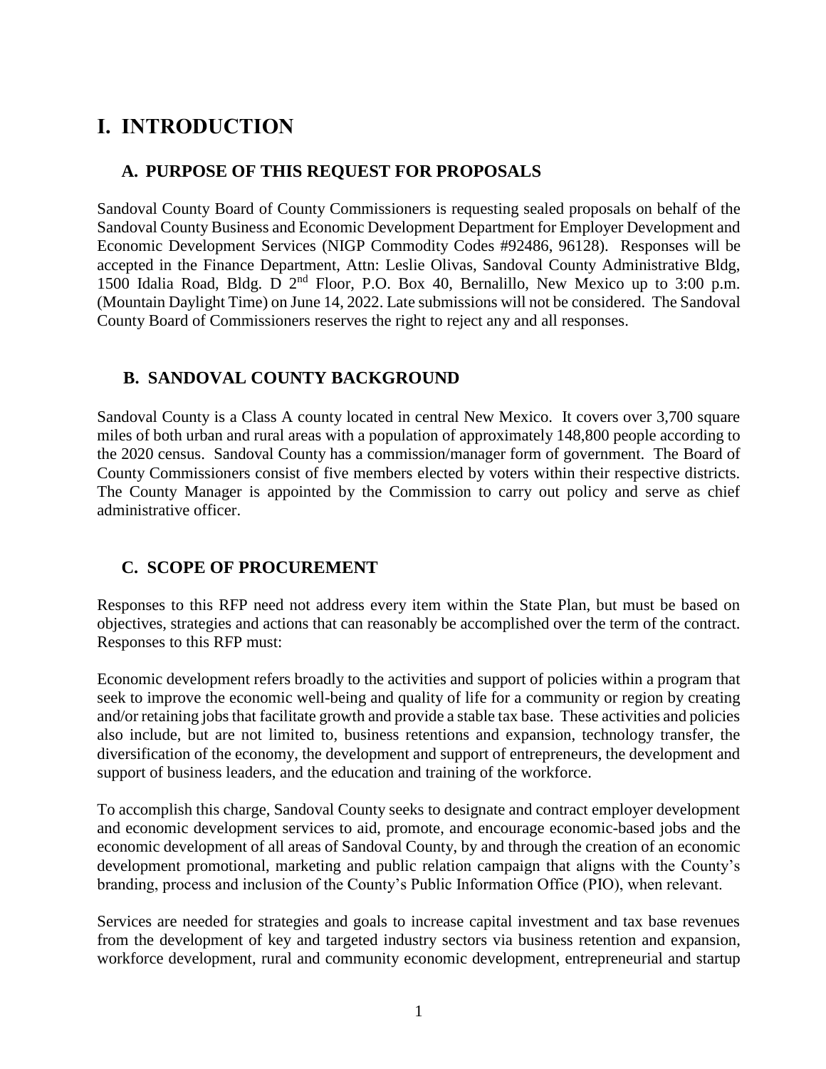# I. INTRODUCTION

## A. PURPOSE OF THIS REQUEST FOR PROPOSALS

Sandoval County Board of County Commissioners is requesting sealed proposals on behalf of the Sandoval County Business and Economic Development Department for Employer Development and Economic Development Services (NIGP Commodity Codes #92486, 96128). Responses will be accepted in the Finance Department, Attn: Leslie Olivas, Sandoval County Administrative Bldg, 1500 Idalia Road, Bldg. D 2nd Floor, P.O. Box 40, Bernalillo, New Mexico up to 3:00 p.m. (Mountain Daylight Time) on June 14, 2022. Late submissions will not be considered. The Sandoval County Board of Commissioners reserves the right to reject any and all responses.

## B. SANDOVAL COUNTY BACKGROUND

Sandoval County is a Class A county located in central New Mexico. It covers over 3,700 square miles of both urban and rural areas with a population of approximately 148,800 people according to the 2020 census. Sandoval County has a commission/manager form of government. The Board of County Commissioners consist of five members elected by voters within their respective districts. The County Manager is appointed by the Commission to carry out policy and serve as chief administrative officer.

## C. SCOPE OF PROCUREMENT

Responses to this RFP need not address every item within the State Plan, but must be based on objectives, strategies and actions that can reasonably be accomplished over the term of the contract. Responses to this RFP must:

Economic development refers broadly to the activities and support of policies within a program that seek to improve the economic well-being and quality of life for a community or region by creating and/or retaining jobs that facilitate growth and provide a stable tax base. These activities and policies also include, but are not limited to, business retentions and expansion, technology transfer, the diversification of the economy, the development and support of entrepreneurs, the development and support of business leaders, and the education and training of the workforce.

To accomplish this charge, Sandoval County seeks to designate and contract employer development and economic development services to aid, promote, and encourage economic-based jobs and the economic development of all areas of Sandoval County, by and through the creation of an economic development promotional, marketing and public relation campaign that aligns with the County's branding, process and inclusion of the County's Public Information Office (PIO), when relevant.

Services are needed for strategies and goals to increase capital investment and tax base revenues from the development of key and targeted industry sectors via business retention and expansion, workforce development, rural and community economic development, entrepreneurial and startup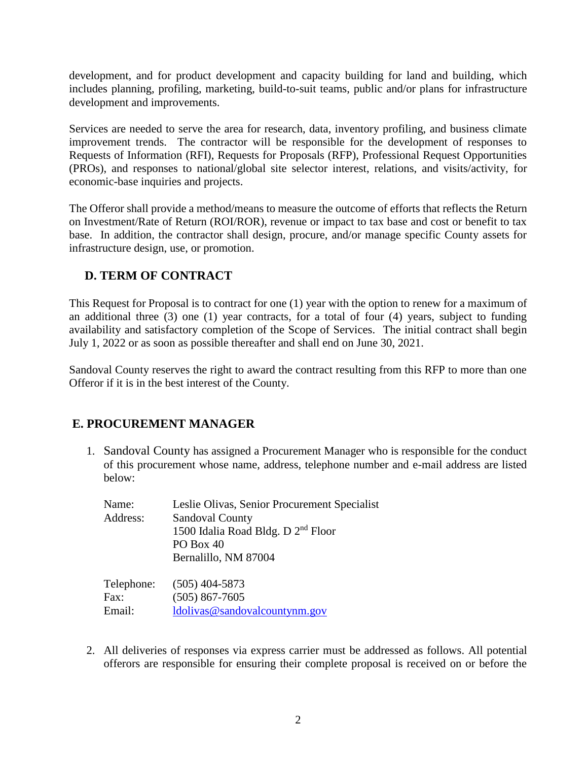development, and for product development and capacity building for land and building, which includes planning, profiling, marketing, build-to-suit teams, public and/or plans for infrastructure development and improvements.

Services are needed to serve the area for research, data, inventory profiling, and business climate improvement trends. The contractor will be responsible for the development of responses to Requests of Information (RFI), Requests for Proposals (RFP), Professional Request Opportunities (PROs), and responses to national/global site selector interest, relations, and visits/activity, for economic-base inquiries and projects.

The Offeror shall provide a method/means to measure the outcome of efforts that reflects the Return on Investment/Rate of Return (ROI/ROR), revenue or impact to tax base and cost or benefit to tax base. In addition, the contractor shall design, procure, and/or manage specific County assets for infrastructure design, use, or promotion.

## D. TERM OF CONTRACT

This Request for Proposal is to contract for one (1) year with the option to renew for a maximum of an additional three (3) one (1) year contracts, for a total of four (4) years, subject to funding availability and satisfactory completion of the Scope of Services. The initial contract shall begin July 1, 2022 or as soon as possible thereafter and shall end on June 30, 2021.

Sandoval County reserves the right to award the contract resulting from this RFP to more than one Offeror if it is in the best interest of the County.

## E. PROCUREMENT MANAGER

1. Sandoval County has assigned a Procurement Manager who is responsible for the conduct of this procurement whose name, address, telephone number and e-mail address are listed below:

   Name: Leslie Olivas, Senior Procurement Specialist
   Address: Sandoval County
   1500 Idalia Road Bldg. D 2nd Floor
   PO Box 40
   Bernalillo, NM 87004

   Telephone: (505) 404-5873
   Fax: (505) 867-7605
   Email: ldolivas@sandovalcountynm.gov

2. All deliveries of responses via express carrier must be addressed as follows. All potential offerors are responsible for ensuring their complete proposal is received on or before the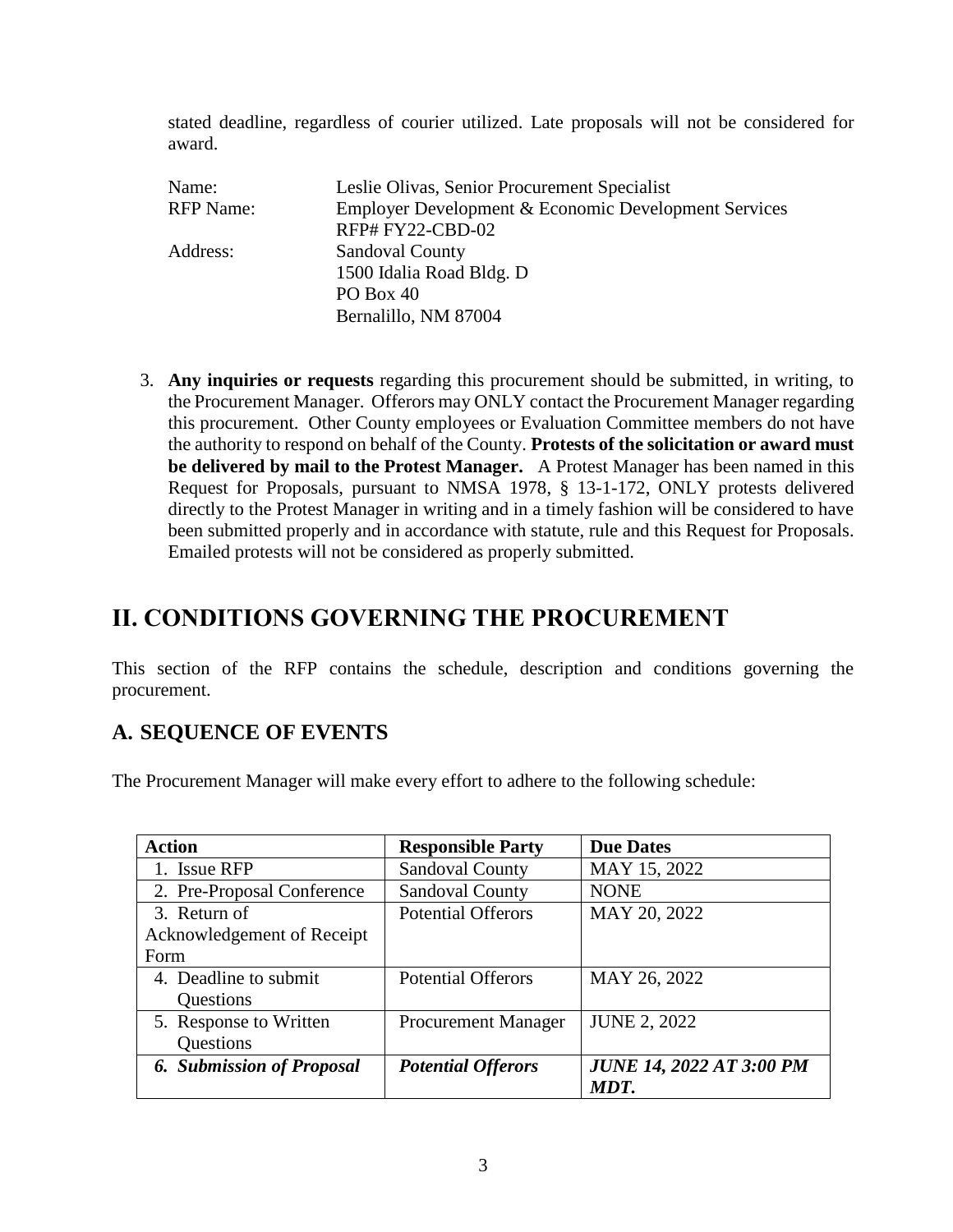stated deadline, regardless of courier utilized. Late proposals will not be considered for award.

| | |
|---|---|
| Name: | Leslie Olivas, Senior Procurement Specialist |
| RFP Name: | Employer Development & Economic Development Services<br>RFP# FY22-CBD-02 |
| Address: | Sandoval County<br>1500 Idalia Road Bldg. D<br>PO Box 40<br>Bernalillo, NM 87004 |

3. **Any inquiries or requests** regarding this procurement should be submitted, in writing, to the Procurement Manager. Offerors may ONLY contact the Procurement Manager regarding this procurement. Other County employees or Evaluation Committee members do not have the authority to respond on behalf of the County. **Protests of the solicitation or award must be delivered by mail to the Protest Manager.** A Protest Manager has been named in this Request for Proposals, pursuant to NMSA 1978, § 13-1-172, ONLY protests delivered directly to the Protest Manager in writing and in a timely fashion will be considered to have been submitted properly and in accordance with statute, rule and this Request for Proposals. Emailed protests will not be considered as properly submitted.

# II. CONDITIONS GOVERNING THE PROCUREMENT

This section of the RFP contains the schedule, description and conditions governing the procurement.

## A. SEQUENCE OF EVENTS

The Procurement Manager will make every effort to adhere to the following schedule:

| Action | Responsible Party | Due Dates |
|---|---|---|
| 1. Issue RFP | Sandoval County | MAY 15, 2022 |
| 2. Pre-Proposal Conference | Sandoval County | NONE |
| 3. Return of Acknowledgement of Receipt Form | Potential Offerors | MAY 20, 2022 |
| 4. Deadline to submit Questions | Potential Offerors | MAY 26, 2022 |
| 5. Response to Written Questions | Procurement Manager | JUNE 2, 2022 |
| ***6. Submission of Proposal*** | ***Potential Offerors*** | ***JUNE 14, 2022 AT 3:00 PM MDT.*** |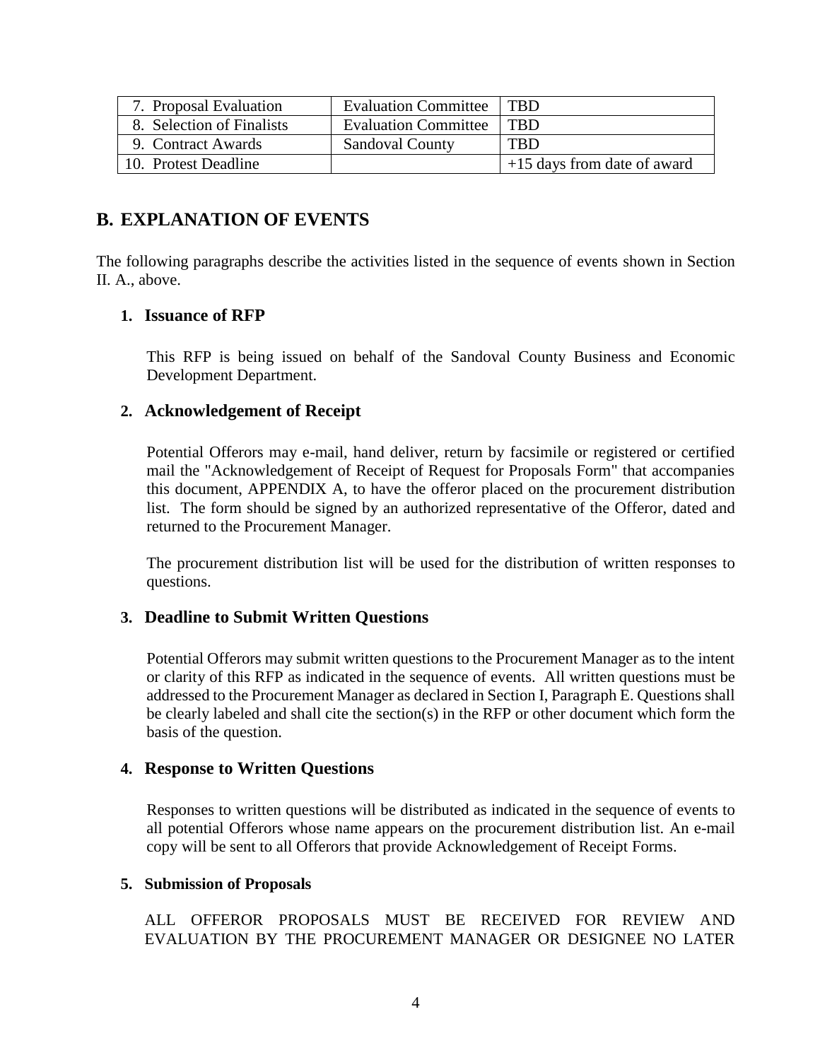| 7. Proposal Evaluation | Evaluation Committee | TBD |
|---|---|---|
| 8. Selection of Finalists | Evaluation Committee | TBD |
| 9. Contract Awards | Sandoval County | TBD |
| 10. Protest Deadline | | +15 days from date of award |

## B. EXPLANATION OF EVENTS

The following paragraphs describe the activities listed in the sequence of events shown in Section II. A., above.

### 1. Issuance of RFP

This RFP is being issued on behalf of the Sandoval County Business and Economic Development Department.

### 2. Acknowledgement of Receipt

Potential Offerors may e-mail, hand deliver, return by facsimile or registered or certified mail the "Acknowledgement of Receipt of Request for Proposals Form" that accompanies this document, APPENDIX A, to have the offeror placed on the procurement distribution list. The form should be signed by an authorized representative of the Offeror, dated and returned to the Procurement Manager.

The procurement distribution list will be used for the distribution of written responses to questions.

### 3. Deadline to Submit Written Questions

Potential Offerors may submit written questions to the Procurement Manager as to the intent or clarity of this RFP as indicated in the sequence of events. All written questions must be addressed to the Procurement Manager as declared in Section I, Paragraph E. Questions shall be clearly labeled and shall cite the section(s) in the RFP or other document which form the basis of the question.

### 4. Response to Written Questions

Responses to written questions will be distributed as indicated in the sequence of events to all potential Offerors whose name appears on the procurement distribution list. An e-mail copy will be sent to all Offerors that provide Acknowledgement of Receipt Forms.

### 5. Submission of Proposals

ALL OFFEROR PROPOSALS MUST BE RECEIVED FOR REVIEW AND EVALUATION BY THE PROCUREMENT MANAGER OR DESIGNEE NO LATER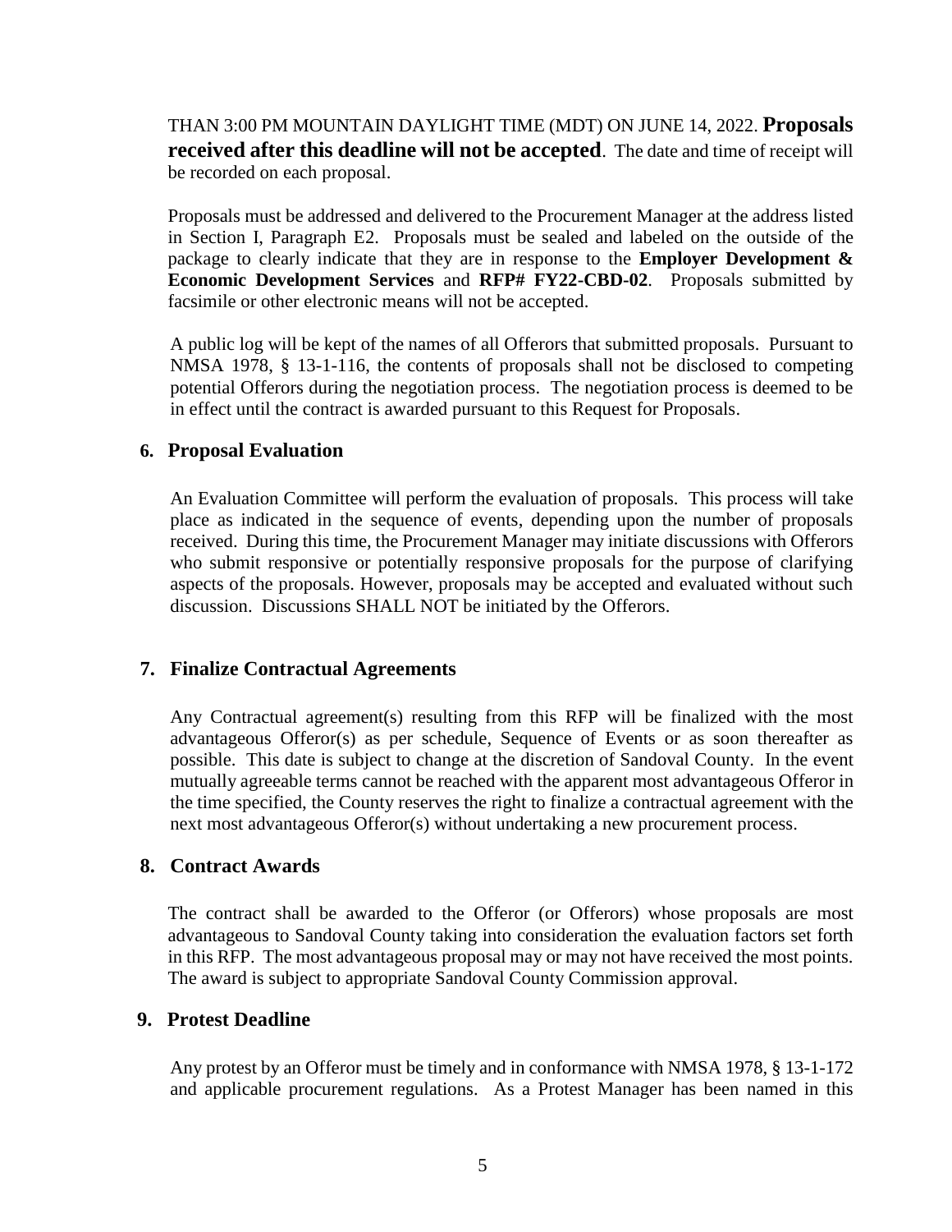THAN 3:00 PM MOUNTAIN DAYLIGHT TIME (MDT) ON JUNE 14, 2022. **Proposals received after this deadline will not be accepted**. The date and time of receipt will be recorded on each proposal.

Proposals must be addressed and delivered to the Procurement Manager at the address listed in Section I, Paragraph E2. Proposals must be sealed and labeled on the outside of the package to clearly indicate that they are in response to the **Employer Development & Economic Development Services** and **RFP# FY22-CBD-02**. Proposals submitted by facsimile or other electronic means will not be accepted.

A public log will be kept of the names of all Offerors that submitted proposals. Pursuant to NMSA 1978, § 13-1-116, the contents of proposals shall not be disclosed to competing potential Offerors during the negotiation process. The negotiation process is deemed to be in effect until the contract is awarded pursuant to this Request for Proposals.

### 6. Proposal Evaluation

An Evaluation Committee will perform the evaluation of proposals. This process will take place as indicated in the sequence of events, depending upon the number of proposals received. During this time, the Procurement Manager may initiate discussions with Offerors who submit responsive or potentially responsive proposals for the purpose of clarifying aspects of the proposals. However, proposals may be accepted and evaluated without such discussion. Discussions SHALL NOT be initiated by the Offerors.

### 7. Finalize Contractual Agreements

Any Contractual agreement(s) resulting from this RFP will be finalized with the most advantageous Offeror(s) as per schedule, Sequence of Events or as soon thereafter as possible. This date is subject to change at the discretion of Sandoval County. In the event mutually agreeable terms cannot be reached with the apparent most advantageous Offeror in the time specified, the County reserves the right to finalize a contractual agreement with the next most advantageous Offeror(s) without undertaking a new procurement process.

### 8. Contract Awards

The contract shall be awarded to the Offeror (or Offerors) whose proposals are most advantageous to Sandoval County taking into consideration the evaluation factors set forth in this RFP. The most advantageous proposal may or may not have received the most points. The award is subject to appropriate Sandoval County Commission approval.

### 9. Protest Deadline

Any protest by an Offeror must be timely and in conformance with NMSA 1978, § 13-1-172 and applicable procurement regulations. As a Protest Manager has been named in this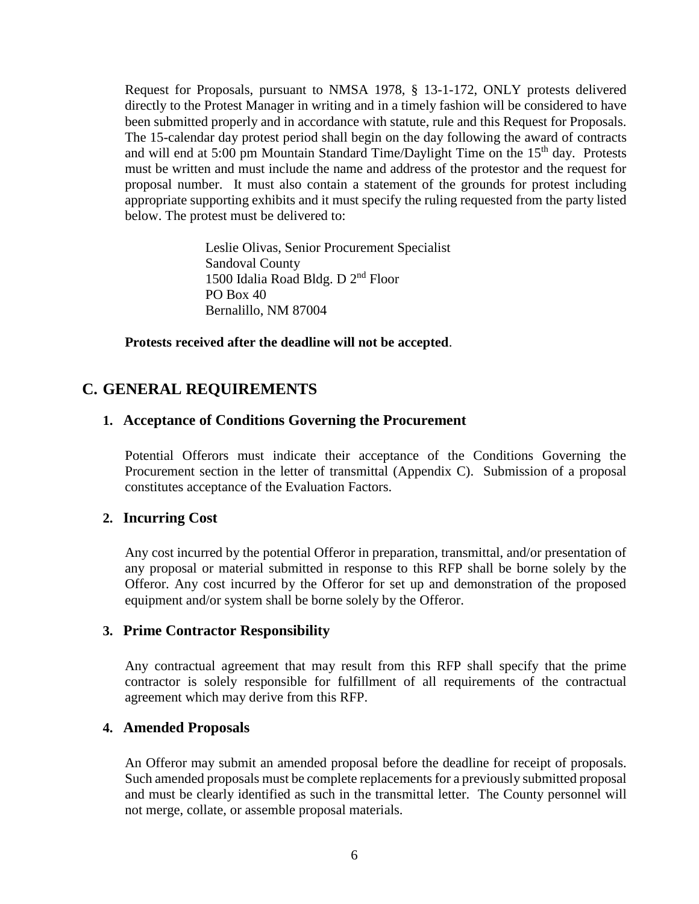Request for Proposals, pursuant to NMSA 1978, § 13-1-172, ONLY protests delivered directly to the Protest Manager in writing and in a timely fashion will be considered to have been submitted properly and in accordance with statute, rule and this Request for Proposals. The 15-calendar day protest period shall begin on the day following the award of contracts and will end at 5:00 pm Mountain Standard Time/Daylight Time on the 15th day. Protests must be written and must include the name and address of the protestor and the request for proposal number. It must also contain a statement of the grounds for protest including appropriate supporting exhibits and it must specify the ruling requested from the party listed below. The protest must be delivered to:

Leslie Olivas, Senior Procurement Specialist
Sandoval County
1500 Idalia Road Bldg. D 2nd Floor
PO Box 40
Bernalillo, NM 87004

**Protests received after the deadline will not be accepted**.

## C. GENERAL REQUIREMENTS

### 1. Acceptance of Conditions Governing the Procurement

Potential Offerors must indicate their acceptance of the Conditions Governing the Procurement section in the letter of transmittal (Appendix C). Submission of a proposal constitutes acceptance of the Evaluation Factors.

### 2. Incurring Cost

Any cost incurred by the potential Offeror in preparation, transmittal, and/or presentation of any proposal or material submitted in response to this RFP shall be borne solely by the Offeror. Any cost incurred by the Offeror for set up and demonstration of the proposed equipment and/or system shall be borne solely by the Offeror.

### 3. Prime Contractor Responsibility

Any contractual agreement that may result from this RFP shall specify that the prime contractor is solely responsible for fulfillment of all requirements of the contractual agreement which may derive from this RFP.

### 4. Amended Proposals

An Offeror may submit an amended proposal before the deadline for receipt of proposals. Such amended proposals must be complete replacements for a previously submitted proposal and must be clearly identified as such in the transmittal letter. The County personnel will not merge, collate, or assemble proposal materials.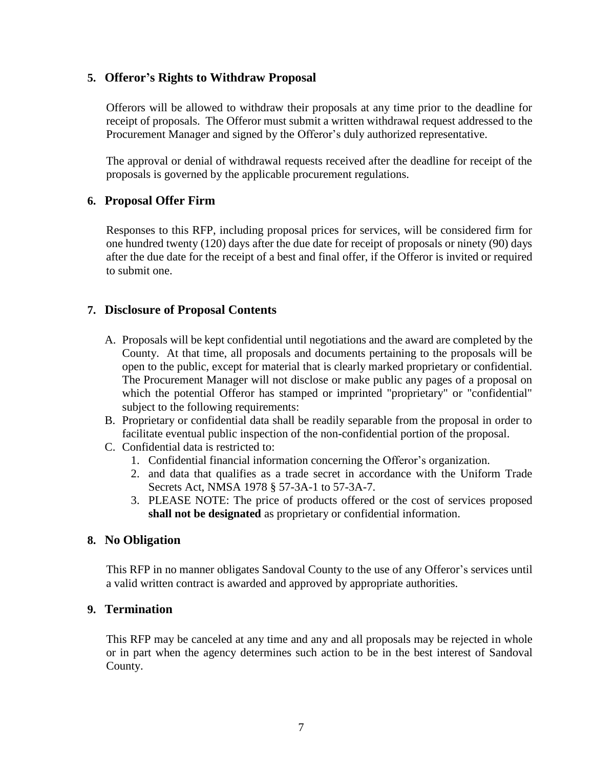## 5. Offeror's Rights to Withdraw Proposal

Offerors will be allowed to withdraw their proposals at any time prior to the deadline for receipt of proposals. The Offeror must submit a written withdrawal request addressed to the Procurement Manager and signed by the Offeror's duly authorized representative.

The approval or denial of withdrawal requests received after the deadline for receipt of the proposals is governed by the applicable procurement regulations.

## 6. Proposal Offer Firm

Responses to this RFP, including proposal prices for services, will be considered firm for one hundred twenty (120) days after the due date for receipt of proposals or ninety (90) days after the due date for the receipt of a best and final offer, if the Offeror is invited or required to submit one.

## 7. Disclosure of Proposal Contents

A. Proposals will be kept confidential until negotiations and the award are completed by the County. At that time, all proposals and documents pertaining to the proposals will be open to the public, except for material that is clearly marked proprietary or confidential. The Procurement Manager will not disclose or make public any pages of a proposal on which the potential Offeror has stamped or imprinted "proprietary" or "confidential" subject to the following requirements:

B. Proprietary or confidential data shall be readily separable from the proposal in order to facilitate eventual public inspection of the non-confidential portion of the proposal.

C. Confidential data is restricted to:
   1. Confidential financial information concerning the Offeror's organization.
   2. and data that qualifies as a trade secret in accordance with the Uniform Trade Secrets Act, NMSA 1978 § 57-3A-1 to 57-3A-7.
   3. PLEASE NOTE: The price of products offered or the cost of services proposed **shall not be designated** as proprietary or confidential information.

## 8. No Obligation

This RFP in no manner obligates Sandoval County to the use of any Offeror's services until a valid written contract is awarded and approved by appropriate authorities.

## 9. Termination

This RFP may be canceled at any time and any and all proposals may be rejected in whole or in part when the agency determines such action to be in the best interest of Sandoval County.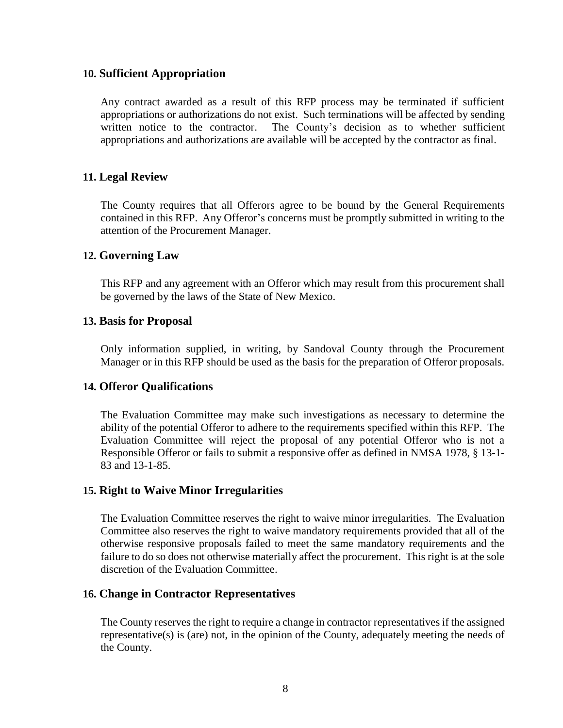## 10. Sufficient Appropriation

Any contract awarded as a result of this RFP process may be terminated if sufficient appropriations or authorizations do not exist. Such terminations will be affected by sending written notice to the contractor. The County's decision as to whether sufficient appropriations and authorizations are available will be accepted by the contractor as final.

## 11. Legal Review

The County requires that all Offerors agree to be bound by the General Requirements contained in this RFP. Any Offeror's concerns must be promptly submitted in writing to the attention of the Procurement Manager.

## 12. Governing Law

This RFP and any agreement with an Offeror which may result from this procurement shall be governed by the laws of the State of New Mexico.

## 13. Basis for Proposal

Only information supplied, in writing, by Sandoval County through the Procurement Manager or in this RFP should be used as the basis for the preparation of Offeror proposals.

## 14. Offeror Qualifications

The Evaluation Committee may make such investigations as necessary to determine the ability of the potential Offeror to adhere to the requirements specified within this RFP. The Evaluation Committee will reject the proposal of any potential Offeror who is not a Responsible Offeror or fails to submit a responsive offer as defined in NMSA 1978, § 13-1-83 and 13-1-85.

## 15. Right to Waive Minor Irregularities

The Evaluation Committee reserves the right to waive minor irregularities. The Evaluation Committee also reserves the right to waive mandatory requirements provided that all of the otherwise responsive proposals failed to meet the same mandatory requirements and the failure to do so does not otherwise materially affect the procurement. This right is at the sole discretion of the Evaluation Committee.

## 16. Change in Contractor Representatives

The County reserves the right to require a change in contractor representatives if the assigned representative(s) is (are) not, in the opinion of the County, adequately meeting the needs of the County.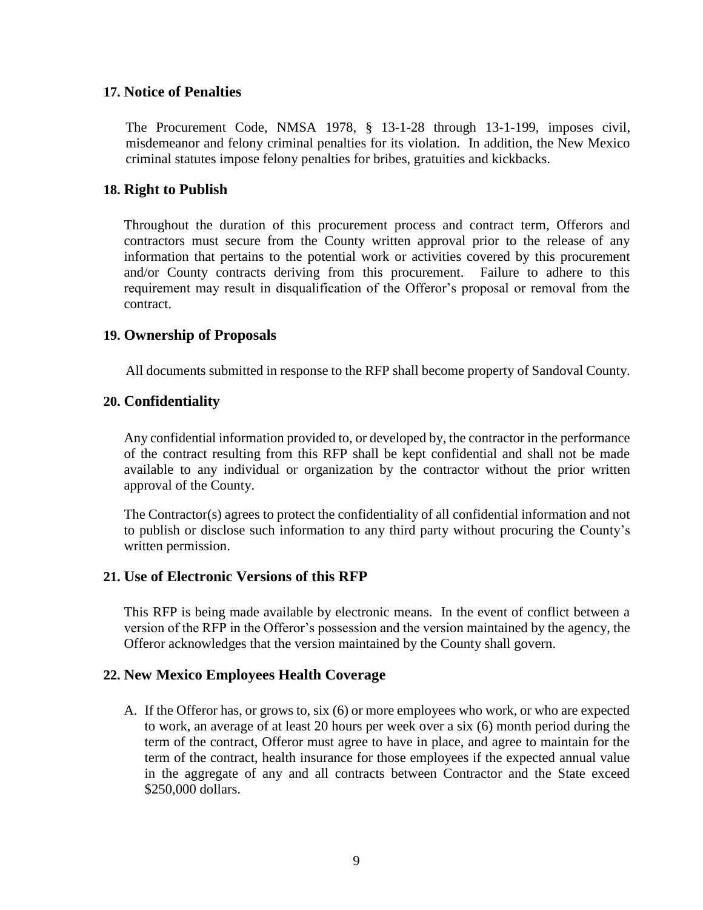## 17. Notice of Penalties

The Procurement Code, NMSA 1978, § 13-1-28 through 13-1-199, imposes civil, misdemeanor and felony criminal penalties for its violation. In addition, the New Mexico criminal statutes impose felony penalties for bribes, gratuities and kickbacks.

## 18. Right to Publish

Throughout the duration of this procurement process and contract term, Offerors and contractors must secure from the County written approval prior to the release of any information that pertains to the potential work or activities covered by this procurement and/or County contracts deriving from this procurement. Failure to adhere to this requirement may result in disqualification of the Offeror's proposal or removal from the contract.

## 19. Ownership of Proposals

All documents submitted in response to the RFP shall become property of Sandoval County.

## 20. Confidentiality

Any confidential information provided to, or developed by, the contractor in the performance of the contract resulting from this RFP shall be kept confidential and shall not be made available to any individual or organization by the contractor without the prior written approval of the County.

The Contractor(s) agrees to protect the confidentiality of all confidential information and not to publish or disclose such information to any third party without procuring the County's written permission.

## 21. Use of Electronic Versions of this RFP

This RFP is being made available by electronic means. In the event of conflict between a version of the RFP in the Offeror's possession and the version maintained by the agency, the Offeror acknowledges that the version maintained by the County shall govern.

## 22. New Mexico Employees Health Coverage

A. If the Offeror has, or grows to, six (6) or more employees who work, or who are expected to work, an average of at least 20 hours per week over a six (6) month period during the term of the contract, Offeror must agree to have in place, and agree to maintain for the term of the contract, health insurance for those employees if the expected annual value in the aggregate of any and all contracts between Contractor and the State exceed $250,000 dollars.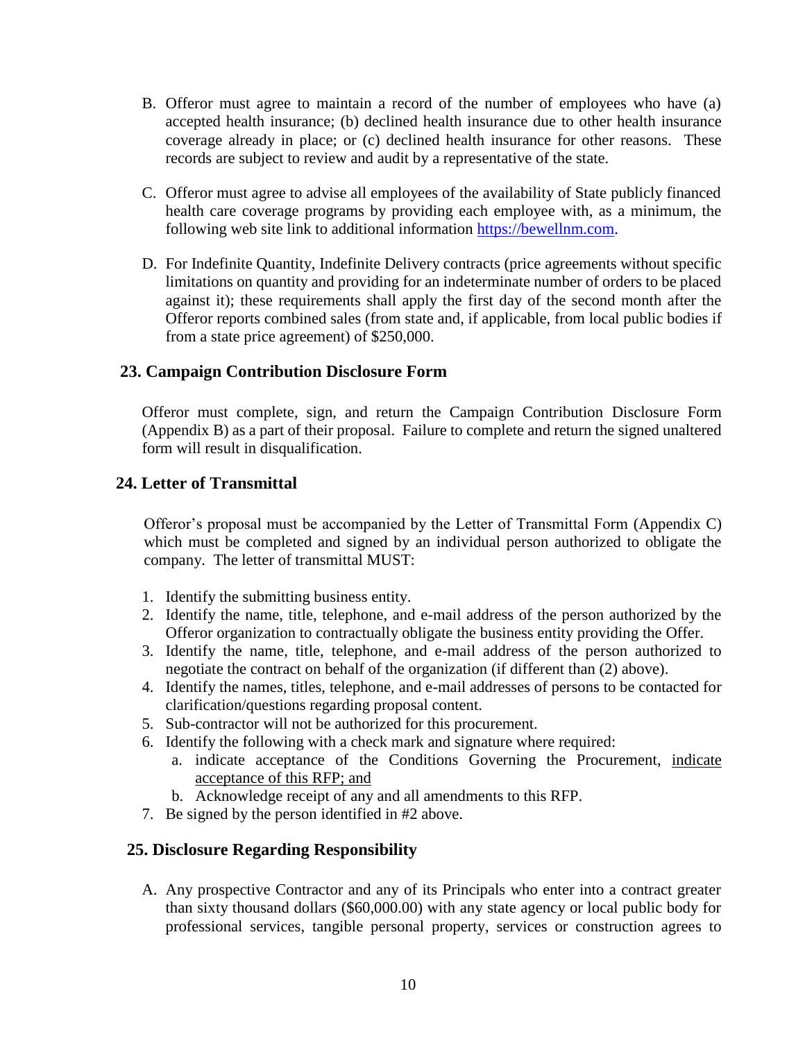B. Offeror must agree to maintain a record of the number of employees who have (a) accepted health insurance; (b) declined health insurance due to other health insurance coverage already in place; or (c) declined health insurance for other reasons. These records are subject to review and audit by a representative of the state.

C. Offeror must agree to advise all employees of the availability of State publicly financed health care coverage programs by providing each employee with, as a minimum, the following web site link to additional information [https://bewellnm.com](https://bewellnm.com).

D. For Indefinite Quantity, Indefinite Delivery contracts (price agreements without specific limitations on quantity and providing for an indeterminate number of orders to be placed against it); these requirements shall apply the first day of the second month after the Offeror reports combined sales (from state and, if applicable, from local public bodies if from a state price agreement) of $250,000.

## 23. Campaign Contribution Disclosure Form

Offeror must complete, sign, and return the Campaign Contribution Disclosure Form (Appendix B) as a part of their proposal. Failure to complete and return the signed unaltered form will result in disqualification.

## 24. Letter of Transmittal

Offeror's proposal must be accompanied by the Letter of Transmittal Form (Appendix C) which must be completed and signed by an individual person authorized to obligate the company. The letter of transmittal MUST:

1. Identify the submitting business entity.
2. Identify the name, title, telephone, and e-mail address of the person authorized by the Offeror organization to contractually obligate the business entity providing the Offer.
3. Identify the name, title, telephone, and e-mail address of the person authorized to negotiate the contract on behalf of the organization (if different than (2) above).
4. Identify the names, titles, telephone, and e-mail addresses of persons to be contacted for clarification/questions regarding proposal content.
5. Sub-contractor will not be authorized for this procurement.
6. Identify the following with a check mark and signature where required:
   a. indicate acceptance of the Conditions Governing the Procurement, <u>indicate acceptance of this RFP; and</u>
   b. Acknowledge receipt of any and all amendments to this RFP.
7. Be signed by the person identified in #2 above.

## 25. Disclosure Regarding Responsibility

A. Any prospective Contractor and any of its Principals who enter into a contract greater than sixty thousand dollars ($60,000.00) with any state agency or local public body for professional services, tangible personal property, services or construction agrees to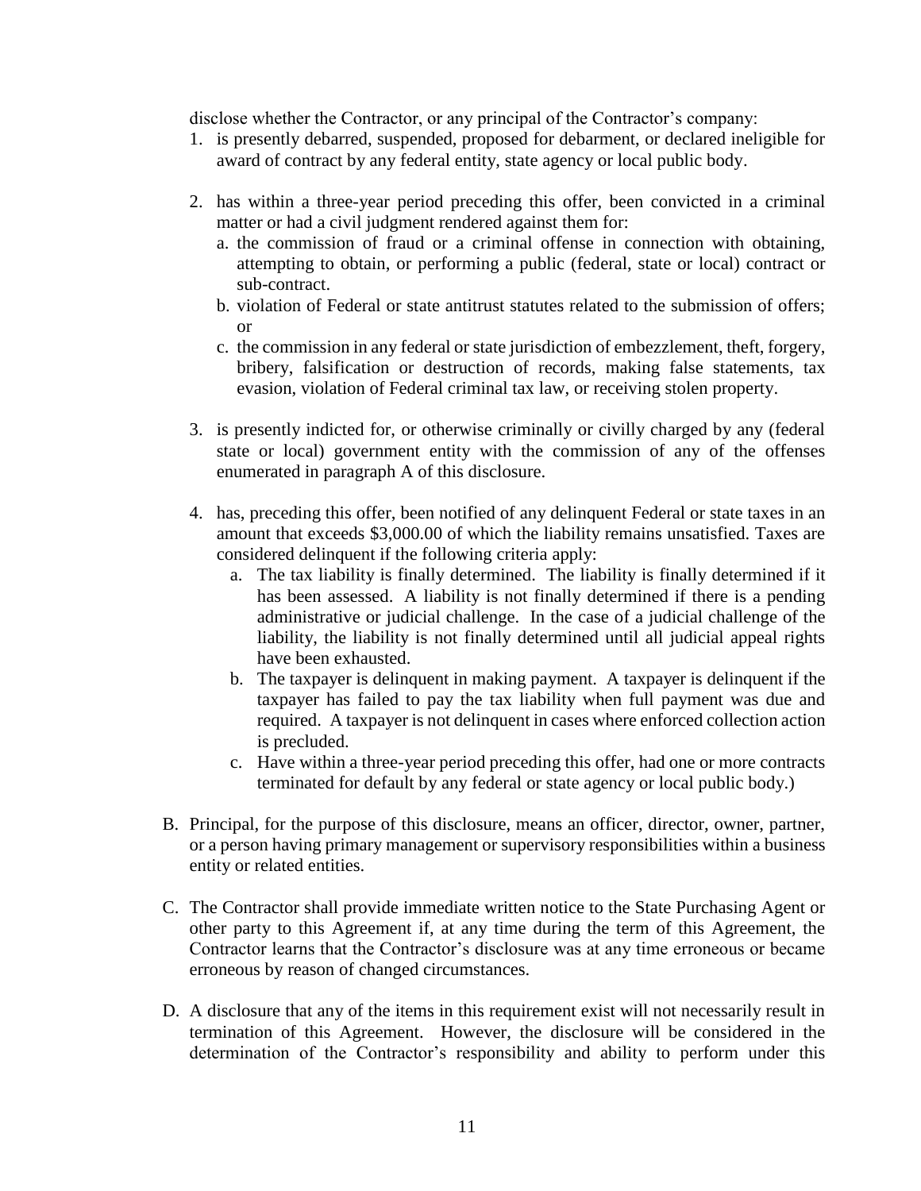disclose whether the Contractor, or any principal of the Contractor's company:

1. is presently debarred, suspended, proposed for debarment, or declared ineligible for award of contract by any federal entity, state agency or local public body.

2. has within a three-year period preceding this offer, been convicted in a criminal matter or had a civil judgment rendered against them for:
   a. the commission of fraud or a criminal offense in connection with obtaining, attempting to obtain, or performing a public (federal, state or local) contract or sub-contract.
   b. violation of Federal or state antitrust statutes related to the submission of offers; or
   c. the commission in any federal or state jurisdiction of embezzlement, theft, forgery, bribery, falsification or destruction of records, making false statements, tax evasion, violation of Federal criminal tax law, or receiving stolen property.

3. is presently indicted for, or otherwise criminally or civilly charged by any (federal state or local) government entity with the commission of any of the offenses enumerated in paragraph A of this disclosure.

4. has, preceding this offer, been notified of any delinquent Federal or state taxes in an amount that exceeds $3,000.00 of which the liability remains unsatisfied. Taxes are considered delinquent if the following criteria apply:
   a. The tax liability is finally determined. The liability is finally determined if it has been assessed. A liability is not finally determined if there is a pending administrative or judicial challenge. In the case of a judicial challenge of the liability, the liability is not finally determined until all judicial appeal rights have been exhausted.
   b. The taxpayer is delinquent in making payment. A taxpayer is delinquent if the taxpayer has failed to pay the tax liability when full payment was due and required. A taxpayer is not delinquent in cases where enforced collection action is precluded.
   c. Have within a three-year period preceding this offer, had one or more contracts terminated for default by any federal or state agency or local public body.)

B. Principal, for the purpose of this disclosure, means an officer, director, owner, partner, or a person having primary management or supervisory responsibilities within a business entity or related entities.

C. The Contractor shall provide immediate written notice to the State Purchasing Agent or other party to this Agreement if, at any time during the term of this Agreement, the Contractor learns that the Contractor's disclosure was at any time erroneous or became erroneous by reason of changed circumstances.

D. A disclosure that any of the items in this requirement exist will not necessarily result in termination of this Agreement. However, the disclosure will be considered in the determination of the Contractor's responsibility and ability to perform under this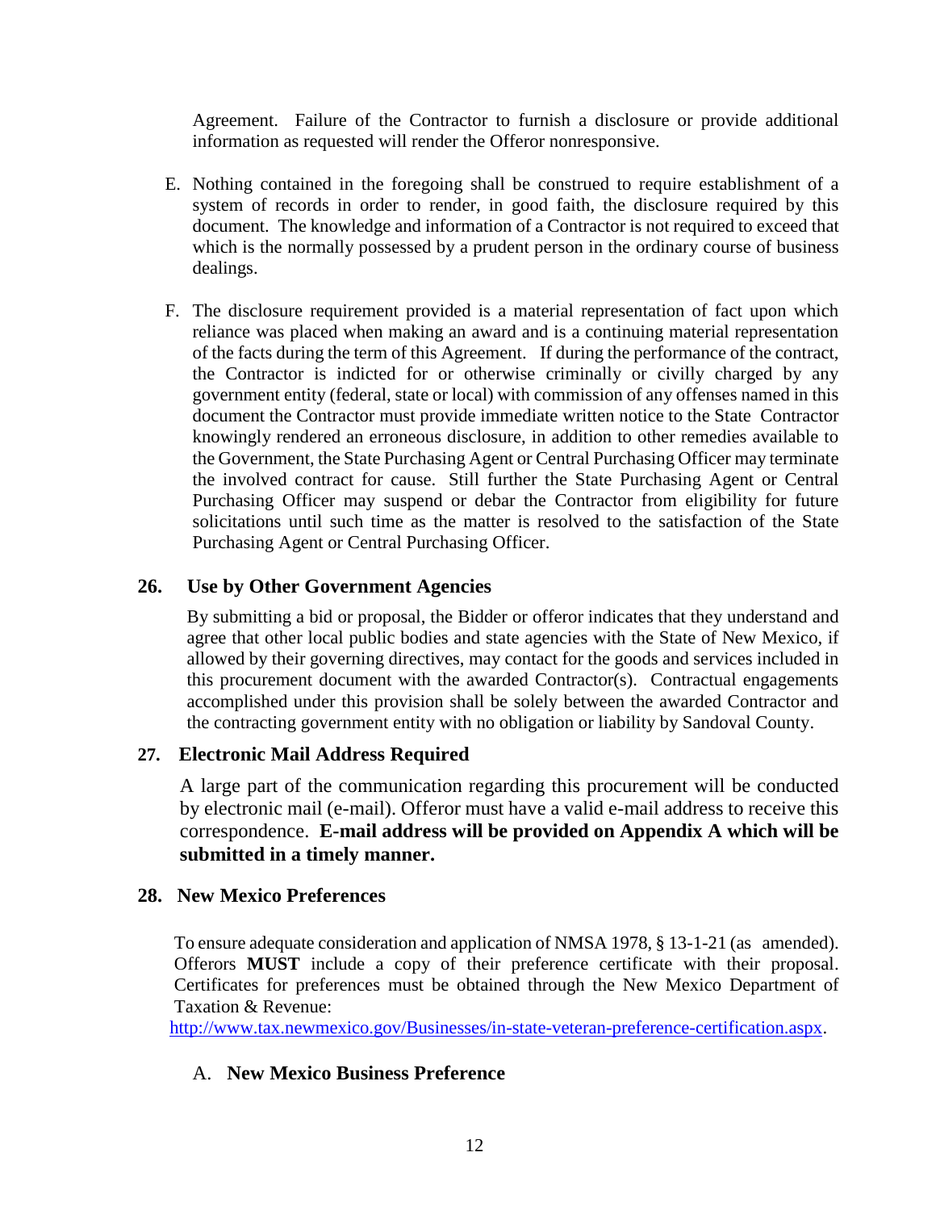Agreement. Failure of the Contractor to furnish a disclosure or provide additional information as requested will render the Offeror nonresponsive.

E. Nothing contained in the foregoing shall be construed to require establishment of a system of records in order to render, in good faith, the disclosure required by this document. The knowledge and information of a Contractor is not required to exceed that which is the normally possessed by a prudent person in the ordinary course of business dealings.

F. The disclosure requirement provided is a material representation of fact upon which reliance was placed when making an award and is a continuing material representation of the facts during the term of this Agreement. If during the performance of the contract, the Contractor is indicted for or otherwise criminally or civilly charged by any government entity (federal, state or local) with commission of any offenses named in this document the Contractor must provide immediate written notice to the State Contractor knowingly rendered an erroneous disclosure, in addition to other remedies available to the Government, the State Purchasing Agent or Central Purchasing Officer may terminate the involved contract for cause. Still further the State Purchasing Agent or Central Purchasing Officer may suspend or debar the Contractor from eligibility for future solicitations until such time as the matter is resolved to the satisfaction of the State Purchasing Agent or Central Purchasing Officer.

## 26. Use by Other Government Agencies

By submitting a bid or proposal, the Bidder or offeror indicates that they understand and agree that other local public bodies and state agencies with the State of New Mexico, if allowed by their governing directives, may contact for the goods and services included in this procurement document with the awarded Contractor(s). Contractual engagements accomplished under this provision shall be solely between the awarded Contractor and the contracting government entity with no obligation or liability by Sandoval County.

## 27. Electronic Mail Address Required

A large part of the communication regarding this procurement will be conducted by electronic mail (e-mail). Offeror must have a valid e-mail address to receive this correspondence. **E-mail address will be provided on Appendix A which will be submitted in a timely manner.**

## 28. New Mexico Preferences

To ensure adequate consideration and application of NMSA 1978, § 13-1-21 (as amended). Offerors **MUST** include a copy of their preference certificate with their proposal. Certificates for preferences must be obtained through the New Mexico Department of Taxation & Revenue:
http://www.tax.newmexico.gov/Businesses/in-state-veteran-preference-certification.aspx.

### A. New Mexico Business Preference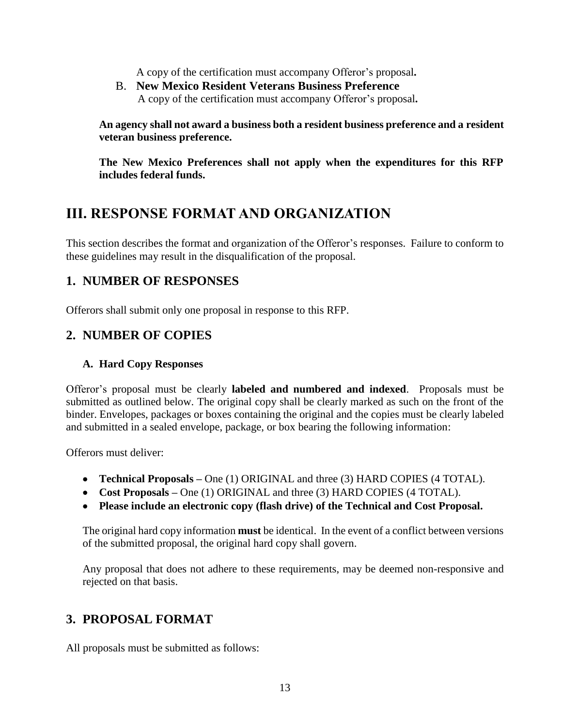A copy of the certification must accompany Offeror's proposal**.**

B. **New Mexico Resident Veterans Business Preference**
A copy of the certification must accompany Offeror's proposal**.**

**An agency shall not award a business both a resident business preference and a resident veteran business preference.**

**The New Mexico Preferences shall not apply when the expenditures for this RFP includes federal funds.**

# III. RESPONSE FORMAT AND ORGANIZATION

This section describes the format and organization of the Offeror's responses. Failure to conform to these guidelines may result in the disqualification of the proposal.

## 1. NUMBER OF RESPONSES

Offerors shall submit only one proposal in response to this RFP.

## 2. NUMBER OF COPIES

### A. Hard Copy Responses

Offeror's proposal must be clearly **labeled and numbered and indexed**. Proposals must be submitted as outlined below. The original copy shall be clearly marked as such on the front of the binder. Envelopes, packages or boxes containing the original and the copies must be clearly labeled and submitted in a sealed envelope, package, or box bearing the following information:

Offerors must deliver:

- **Technical Proposals –** One (1) ORIGINAL and three (3) HARD COPIES (4 TOTAL).
- **Cost Proposals –** One (1) ORIGINAL and three (3) HARD COPIES (4 TOTAL).
- **Please include an electronic copy (flash drive) of the Technical and Cost Proposal.**

The original hard copy information **must** be identical. In the event of a conflict between versions of the submitted proposal, the original hard copy shall govern.

Any proposal that does not adhere to these requirements, may be deemed non-responsive and rejected on that basis.

## 3. PROPOSAL FORMAT

All proposals must be submitted as follows: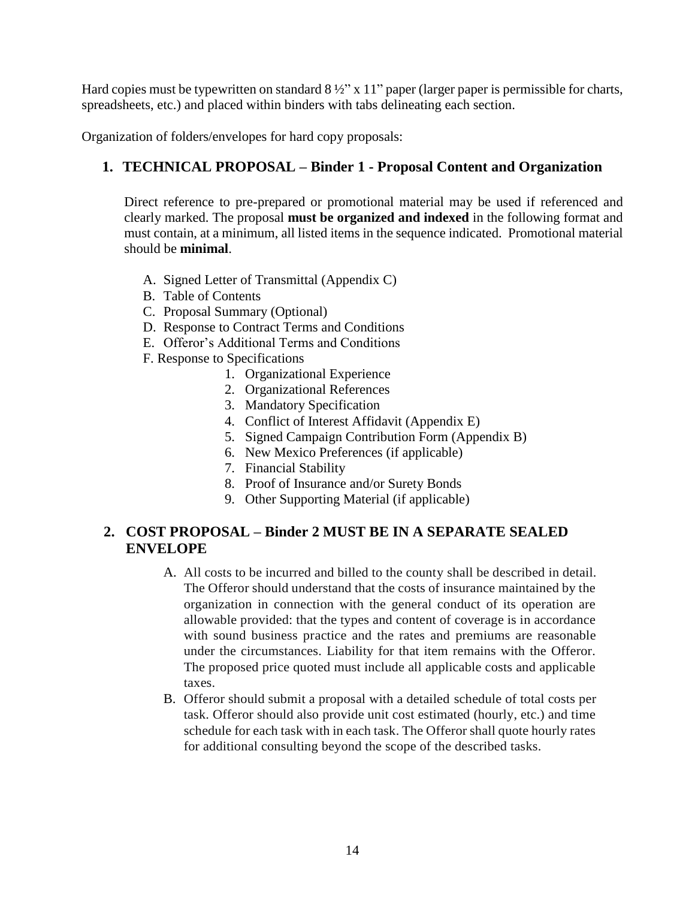Hard copies must be typewritten on standard 8 ½" x 11" paper (larger paper is permissible for charts, spreadsheets, etc.) and placed within binders with tabs delineating each section.

Organization of folders/envelopes for hard copy proposals:

## 1. TECHNICAL PROPOSAL – Binder 1 - Proposal Content and Organization

Direct reference to pre-prepared or promotional material may be used if referenced and clearly marked. The proposal **must be organized and indexed** in the following format and must contain, at a minimum, all listed items in the sequence indicated. Promotional material should be **minimal**.

A. Signed Letter of Transmittal (Appendix C)
B. Table of Contents
C. Proposal Summary (Optional)
D. Response to Contract Terms and Conditions
E. Offeror's Additional Terms and Conditions
F. Response to Specifications
   1. Organizational Experience
   2. Organizational References
   3. Mandatory Specification
   4. Conflict of Interest Affidavit (Appendix E)
   5. Signed Campaign Contribution Form (Appendix B)
   6. New Mexico Preferences (if applicable)
   7. Financial Stability
   8. Proof of Insurance and/or Surety Bonds
   9. Other Supporting Material (if applicable)

## 2. COST PROPOSAL – Binder 2 MUST BE IN A SEPARATE SEALED ENVELOPE

A. All costs to be incurred and billed to the county shall be described in detail. The Offeror should understand that the costs of insurance maintained by the organization in connection with the general conduct of its operation are allowable provided: that the types and content of coverage is in accordance with sound business practice and the rates and premiums are reasonable under the circumstances. Liability for that item remains with the Offeror. The proposed price quoted must include all applicable costs and applicable taxes.

B. Offeror should submit a proposal with a detailed schedule of total costs per task. Offeror should also provide unit cost estimated (hourly, etc.) and time schedule for each task with in each task. The Offeror shall quote hourly rates for additional consulting beyond the scope of the described tasks.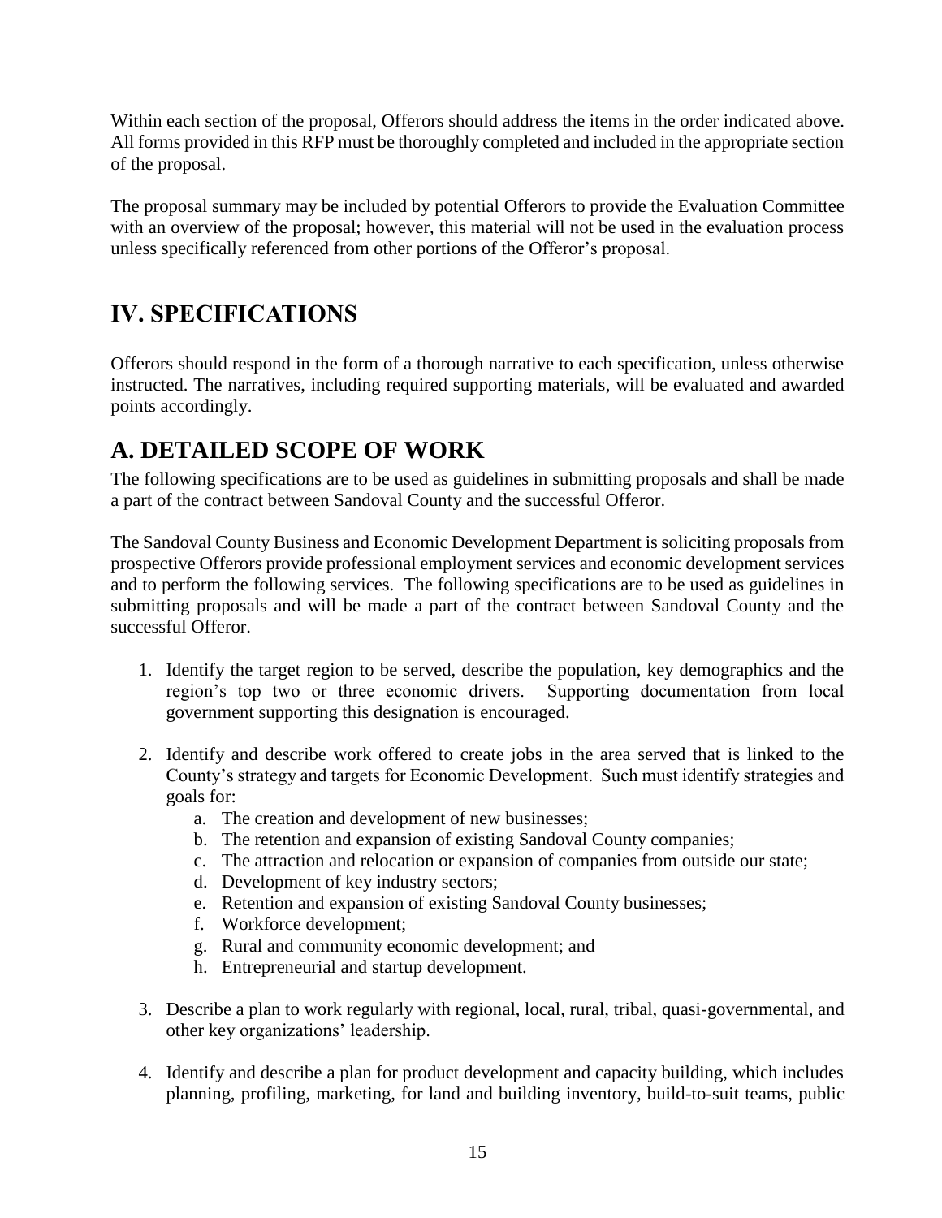Within each section of the proposal, Offerors should address the items in the order indicated above. All forms provided in this RFP must be thoroughly completed and included in the appropriate section of the proposal.

The proposal summary may be included by potential Offerors to provide the Evaluation Committee with an overview of the proposal; however, this material will not be used in the evaluation process unless specifically referenced from other portions of the Offeror's proposal.

# IV. SPECIFICATIONS

Offerors should respond in the form of a thorough narrative to each specification, unless otherwise instructed. The narratives, including required supporting materials, will be evaluated and awarded points accordingly.

## A. DETAILED SCOPE OF WORK

The following specifications are to be used as guidelines in submitting proposals and shall be made a part of the contract between Sandoval County and the successful Offeror.

The Sandoval County Business and Economic Development Department is soliciting proposals from prospective Offerors provide professional employment services and economic development services and to perform the following services. The following specifications are to be used as guidelines in submitting proposals and will be made a part of the contract between Sandoval County and the successful Offeror.

1. Identify the target region to be served, describe the population, key demographics and the region's top two or three economic drivers. Supporting documentation from local government supporting this designation is encouraged.

2. Identify and describe work offered to create jobs in the area served that is linked to the County's strategy and targets for Economic Development. Such must identify strategies and goals for:
   a. The creation and development of new businesses;
   b. The retention and expansion of existing Sandoval County companies;
   c. The attraction and relocation or expansion of companies from outside our state;
   d. Development of key industry sectors;
   e. Retention and expansion of existing Sandoval County businesses;
   f. Workforce development;
   g. Rural and community economic development; and
   h. Entrepreneurial and startup development.

3. Describe a plan to work regularly with regional, local, rural, tribal, quasi-governmental, and other key organizations' leadership.

4. Identify and describe a plan for product development and capacity building, which includes planning, profiling, marketing, for land and building inventory, build-to-suit teams, public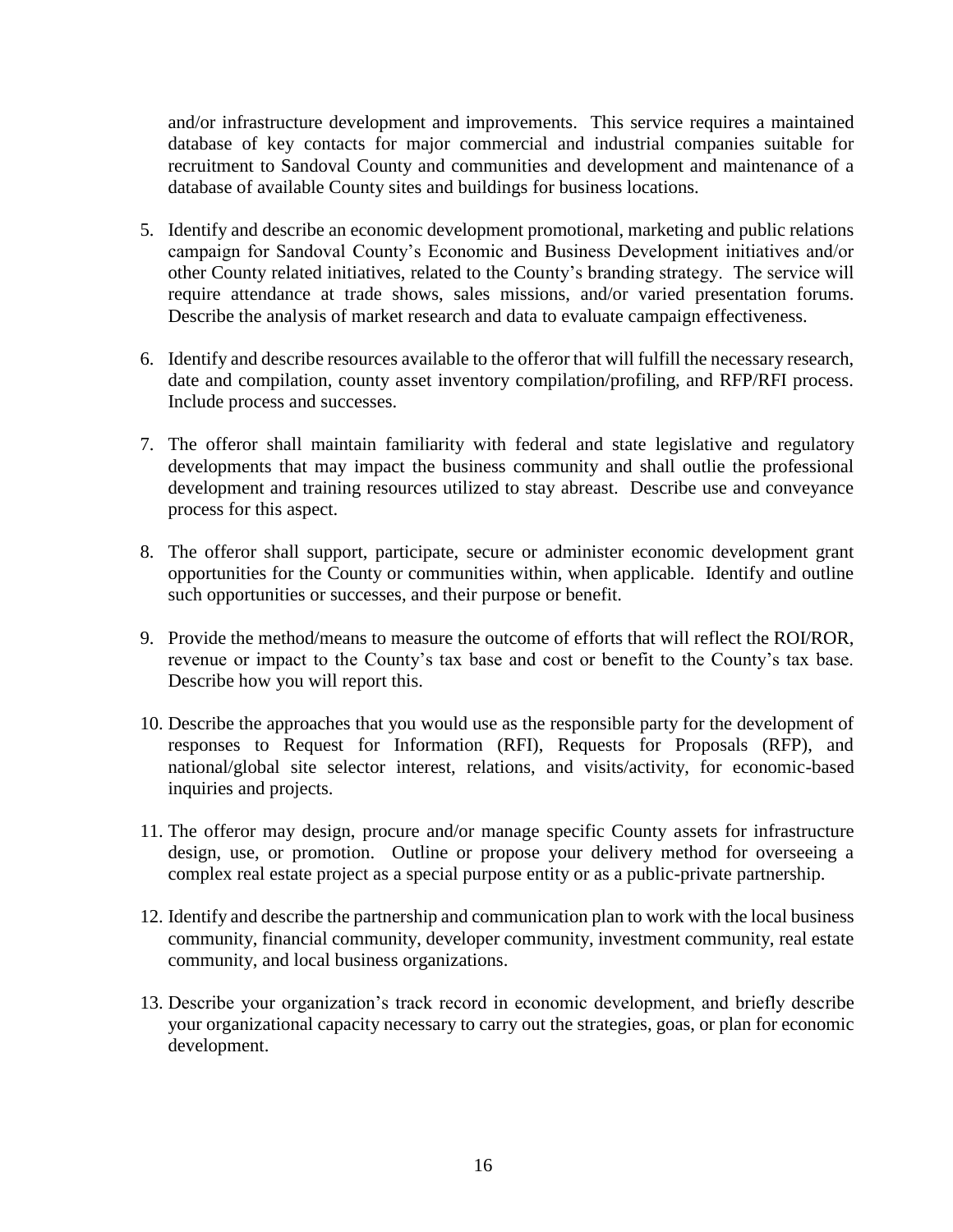and/or infrastructure development and improvements. This service requires a maintained database of key contacts for major commercial and industrial companies suitable for recruitment to Sandoval County and communities and development and maintenance of a database of available County sites and buildings for business locations.

5. Identify and describe an economic development promotional, marketing and public relations campaign for Sandoval County's Economic and Business Development initiatives and/or other County related initiatives, related to the County's branding strategy. The service will require attendance at trade shows, sales missions, and/or varied presentation forums. Describe the analysis of market research and data to evaluate campaign effectiveness.

6. Identify and describe resources available to the offeror that will fulfill the necessary research, date and compilation, county asset inventory compilation/profiling, and RFP/RFI process. Include process and successes.

7. The offeror shall maintain familiarity with federal and state legislative and regulatory developments that may impact the business community and shall outlie the professional development and training resources utilized to stay abreast. Describe use and conveyance process for this aspect.

8. The offeror shall support, participate, secure or administer economic development grant opportunities for the County or communities within, when applicable. Identify and outline such opportunities or successes, and their purpose or benefit.

9. Provide the method/means to measure the outcome of efforts that will reflect the ROI/ROR, revenue or impact to the County's tax base and cost or benefit to the County's tax base. Describe how you will report this.

10. Describe the approaches that you would use as the responsible party for the development of responses to Request for Information (RFI), Requests for Proposals (RFP), and national/global site selector interest, relations, and visits/activity, for economic-based inquiries and projects.

11. The offeror may design, procure and/or manage specific County assets for infrastructure design, use, or promotion. Outline or propose your delivery method for overseeing a complex real estate project as a special purpose entity or as a public-private partnership.

12. Identify and describe the partnership and communication plan to work with the local business community, financial community, developer community, investment community, real estate community, and local business organizations.

13. Describe your organization's track record in economic development, and briefly describe your organizational capacity necessary to carry out the strategies, goas, or plan for economic development.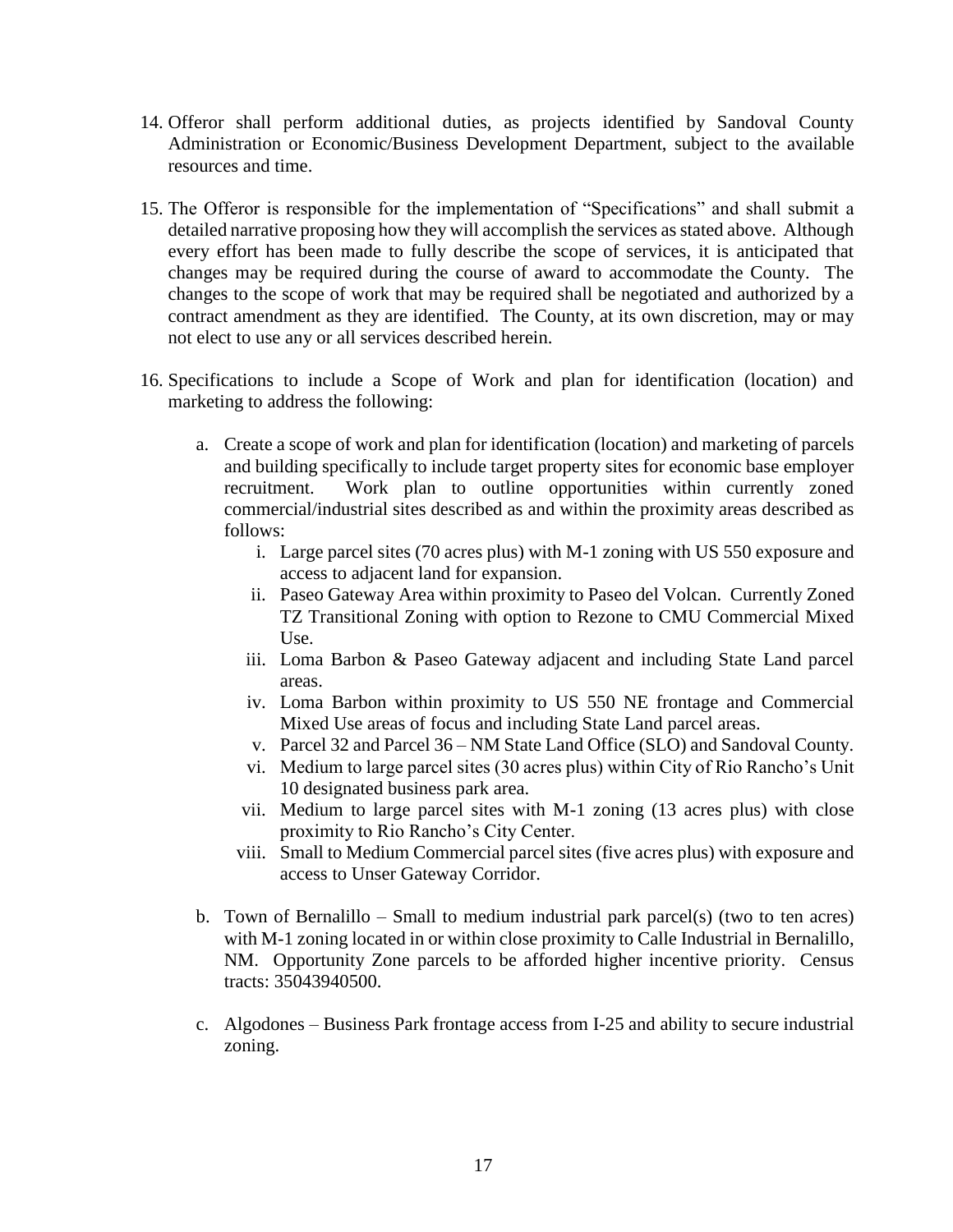14. Offeror shall perform additional duties, as projects identified by Sandoval County Administration or Economic/Business Development Department, subject to the available resources and time.

15. The Offeror is responsible for the implementation of "Specifications" and shall submit a detailed narrative proposing how they will accomplish the services as stated above. Although every effort has been made to fully describe the scope of services, it is anticipated that changes may be required during the course of award to accommodate the County. The changes to the scope of work that may be required shall be negotiated and authorized by a contract amendment as they are identified. The County, at its own discretion, may or may not elect to use any or all services described herein.

16. Specifications to include a Scope of Work and plan for identification (location) and marketing to address the following:

    a. Create a scope of work and plan for identification (location) and marketing of parcels and building specifically to include target property sites for economic base employer recruitment. Work plan to outline opportunities within currently zoned commercial/industrial sites described as and within the proximity areas described as follows:

        i. Large parcel sites (70 acres plus) with M-1 zoning with US 550 exposure and access to adjacent land for expansion.
        ii. Paseo Gateway Area within proximity to Paseo del Volcan. Currently Zoned TZ Transitional Zoning with option to Rezone to CMU Commercial Mixed Use.
        iii. Loma Barbon & Paseo Gateway adjacent and including State Land parcel areas.
        iv. Loma Barbon within proximity to US 550 NE frontage and Commercial Mixed Use areas of focus and including State Land parcel areas.
        v. Parcel 32 and Parcel 36 – NM State Land Office (SLO) and Sandoval County.
        vi. Medium to large parcel sites (30 acres plus) within City of Rio Rancho's Unit 10 designated business park area.
        vii. Medium to large parcel sites with M-1 zoning (13 acres plus) with close proximity to Rio Rancho's City Center.
        viii. Small to Medium Commercial parcel sites (five acres plus) with exposure and access to Unser Gateway Corridor.

    b. Town of Bernalillo – Small to medium industrial park parcel(s) (two to ten acres) with M-1 zoning located in or within close proximity to Calle Industrial in Bernalillo, NM. Opportunity Zone parcels to be afforded higher incentive priority. Census tracts: 35043940500.

    c. Algodones – Business Park frontage access from I-25 and ability to secure industrial zoning.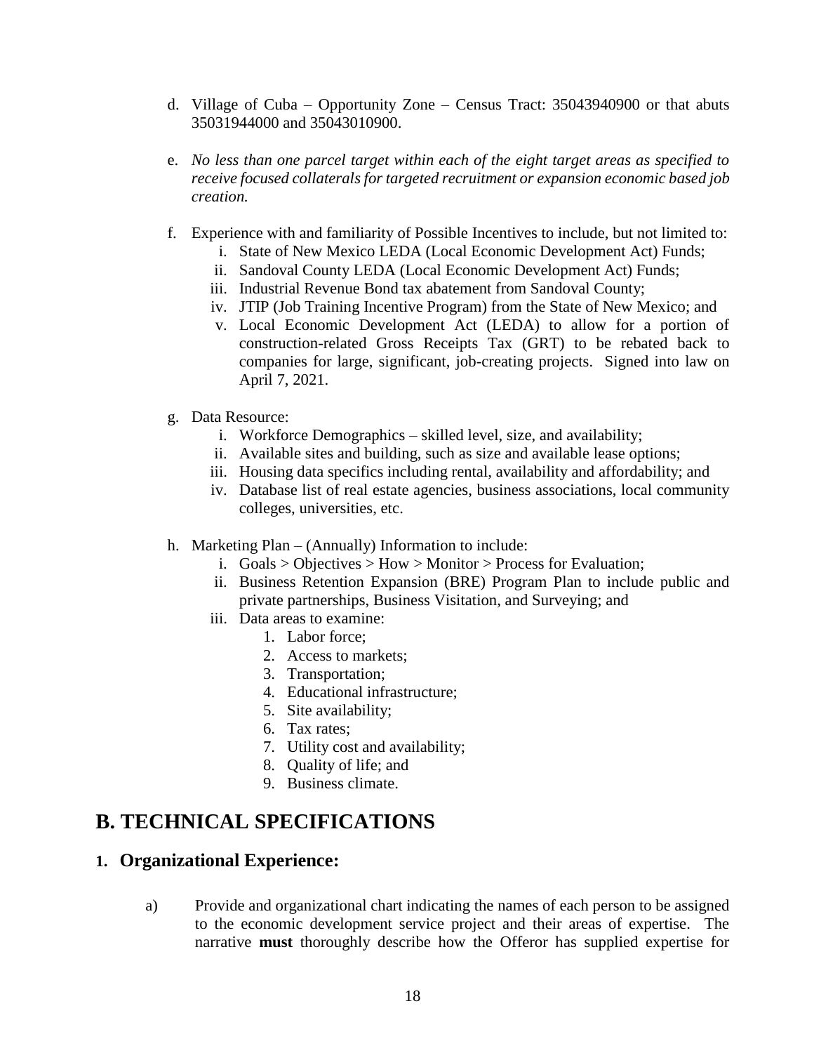d. Village of Cuba – Opportunity Zone – Census Tract: 35043940900 or that abuts 35031944000 and 35043010900.

e. *No less than one parcel target within each of the eight target areas as specified to receive focused collaterals for targeted recruitment or expansion economic based job creation.*

f. Experience with and familiarity of Possible Incentives to include, but not limited to:
   i. State of New Mexico LEDA (Local Economic Development Act) Funds;
   ii. Sandoval County LEDA (Local Economic Development Act) Funds;
   iii. Industrial Revenue Bond tax abatement from Sandoval County;
   iv. JTIP (Job Training Incentive Program) from the State of New Mexico; and
   v. Local Economic Development Act (LEDA) to allow for a portion of construction-related Gross Receipts Tax (GRT) to be rebated back to companies for large, significant, job-creating projects. Signed into law on April 7, 2021.

g. Data Resource:
   i. Workforce Demographics – skilled level, size, and availability;
   ii. Available sites and building, such as size and available lease options;
   iii. Housing data specifics including rental, availability and affordability; and
   iv. Database list of real estate agencies, business associations, local community colleges, universities, etc.

h. Marketing Plan – (Annually) Information to include:
   i. Goals > Objectives > How > Monitor > Process for Evaluation;
   ii. Business Retention Expansion (BRE) Program Plan to include public and private partnerships, Business Visitation, and Surveying; and
   iii. Data areas to examine:
      1. Labor force;
      2. Access to markets;
      3. Transportation;
      4. Educational infrastructure;
      5. Site availability;
      6. Tax rates;
      7. Utility cost and availability;
      8. Quality of life; and
      9. Business climate.

## B. TECHNICAL SPECIFICATIONS

### 1. Organizational Experience:

a) Provide and organizational chart indicating the names of each person to be assigned to the economic development service project and their areas of expertise. The narrative **must** thoroughly describe how the Offeror has supplied expertise for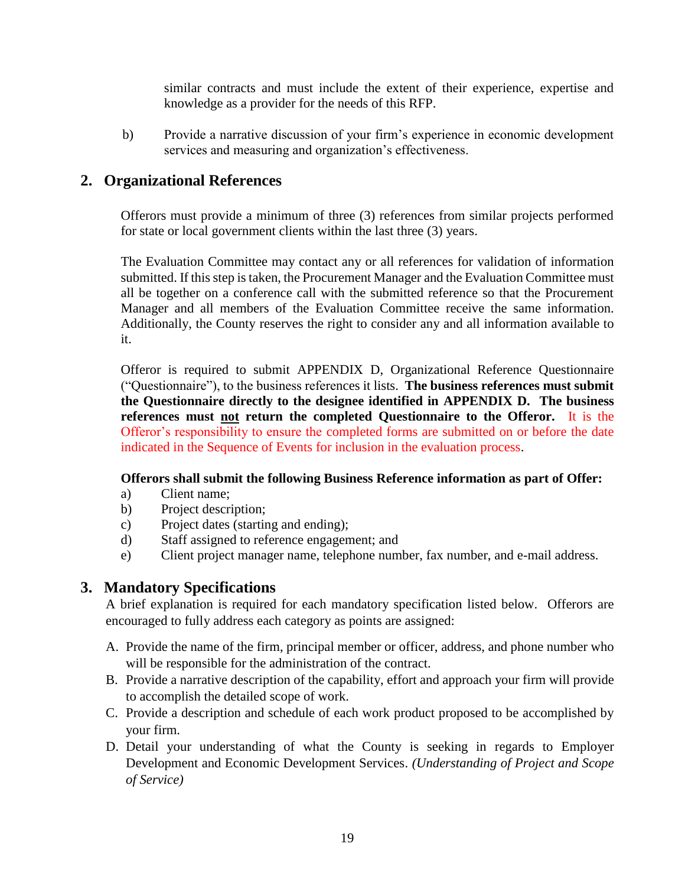similar contracts and must include the extent of their experience, expertise and knowledge as a provider for the needs of this RFP.

b) Provide a narrative discussion of your firm's experience in economic development services and measuring and organization's effectiveness.

## 2. Organizational References

Offerors must provide a minimum of three (3) references from similar projects performed for state or local government clients within the last three (3) years.

The Evaluation Committee may contact any or all references for validation of information submitted. If this step is taken, the Procurement Manager and the Evaluation Committee must all be together on a conference call with the submitted reference so that the Procurement Manager and all members of the Evaluation Committee receive the same information. Additionally, the County reserves the right to consider any and all information available to it.

Offeror is required to submit APPENDIX D, Organizational Reference Questionnaire ("Questionnaire"), to the business references it lists. **The business references must submit the Questionnaire directly to the designee identified in APPENDIX D. The business references must <u>not</u> return the completed Questionnaire to the Offeror.** It is the Offeror's responsibility to ensure the completed forms are submitted on or before the date indicated in the Sequence of Events for inclusion in the evaluation process.

**Offerors shall submit the following Business Reference information as part of Offer:**

a) Client name;
b) Project description;
c) Project dates (starting and ending);
d) Staff assigned to reference engagement; and
e) Client project manager name, telephone number, fax number, and e-mail address.

## 3. Mandatory Specifications

A brief explanation is required for each mandatory specification listed below. Offerors are encouraged to fully address each category as points are assigned:

A. Provide the name of the firm, principal member or officer, address, and phone number who will be responsible for the administration of the contract.
B. Provide a narrative description of the capability, effort and approach your firm will provide to accomplish the detailed scope of work.
C. Provide a description and schedule of each work product proposed to be accomplished by your firm.
D. Detail your understanding of what the County is seeking in regards to Employer Development and Economic Development Services. *(Understanding of Project and Scope of Service)*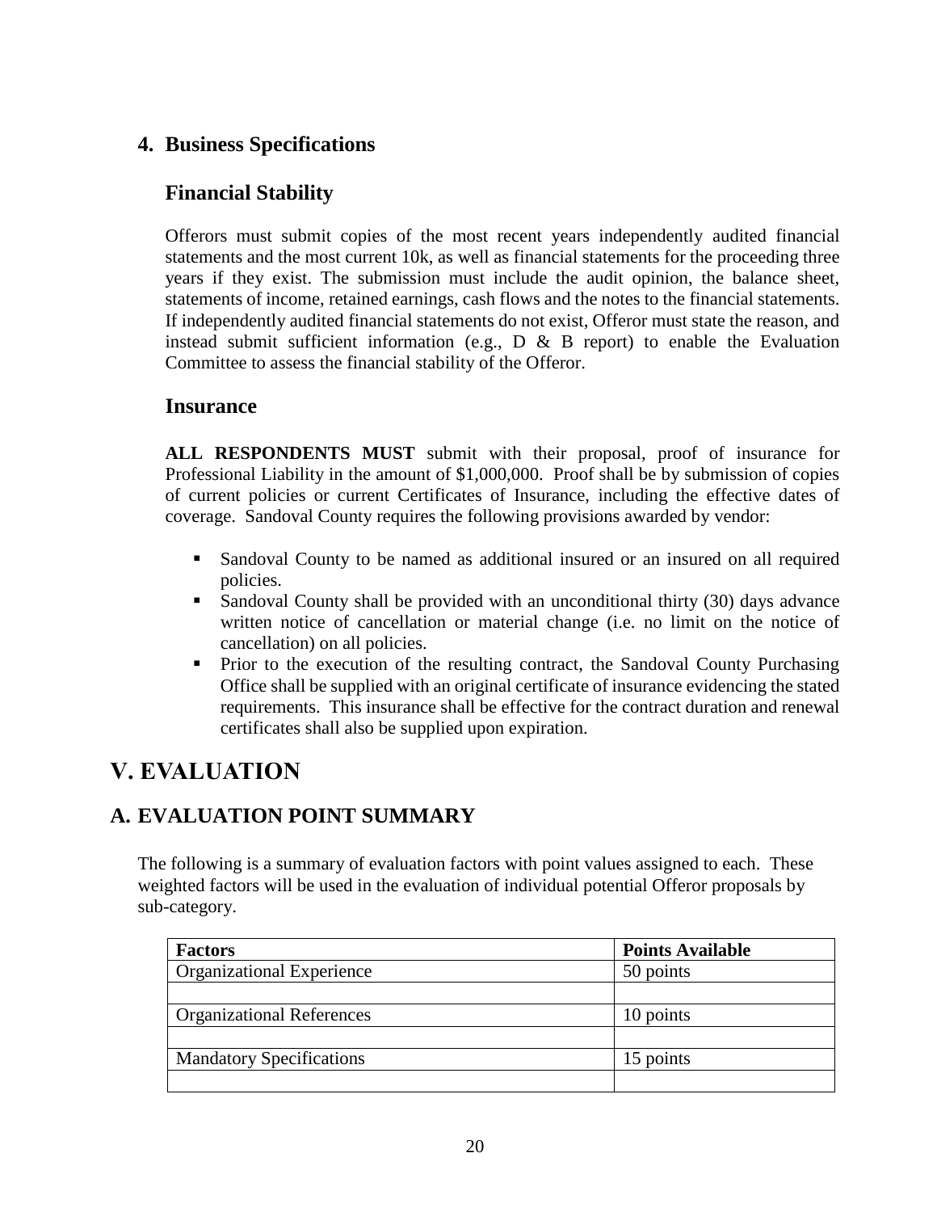## 4. Business Specifications

### Financial Stability

Offerors must submit copies of the most recent years independently audited financial statements and the most current 10k, as well as financial statements for the proceeding three years if they exist. The submission must include the audit opinion, the balance sheet, statements of income, retained earnings, cash flows and the notes to the financial statements. If independently audited financial statements do not exist, Offeror must state the reason, and instead submit sufficient information (e.g., D & B report) to enable the Evaluation Committee to assess the financial stability of the Offeror.

### Insurance

**ALL RESPONDENTS MUST** submit with their proposal, proof of insurance for Professional Liability in the amount of $1,000,000. Proof shall be by submission of copies of current policies or current Certificates of Insurance, including the effective dates of coverage. Sandoval County requires the following provisions awarded by vendor:

- Sandoval County to be named as additional insured or an insured on all required policies.
- Sandoval County shall be provided with an unconditional thirty (30) days advance written notice of cancellation or material change (i.e. no limit on the notice of cancellation) on all policies.
- Prior to the execution of the resulting contract, the Sandoval County Purchasing Office shall be supplied with an original certificate of insurance evidencing the stated requirements. This insurance shall be effective for the contract duration and renewal certificates shall also be supplied upon expiration.

# V. EVALUATION

## A. EVALUATION POINT SUMMARY

The following is a summary of evaluation factors with point values assigned to each. These weighted factors will be used in the evaluation of individual potential Offeror proposals by sub-category.

| Factors | Points Available |
|---|---|
| Organizational Experience | 50 points |
| | |
| Organizational References | 10 points |
| | |
| Mandatory Specifications | 15 points |
| | |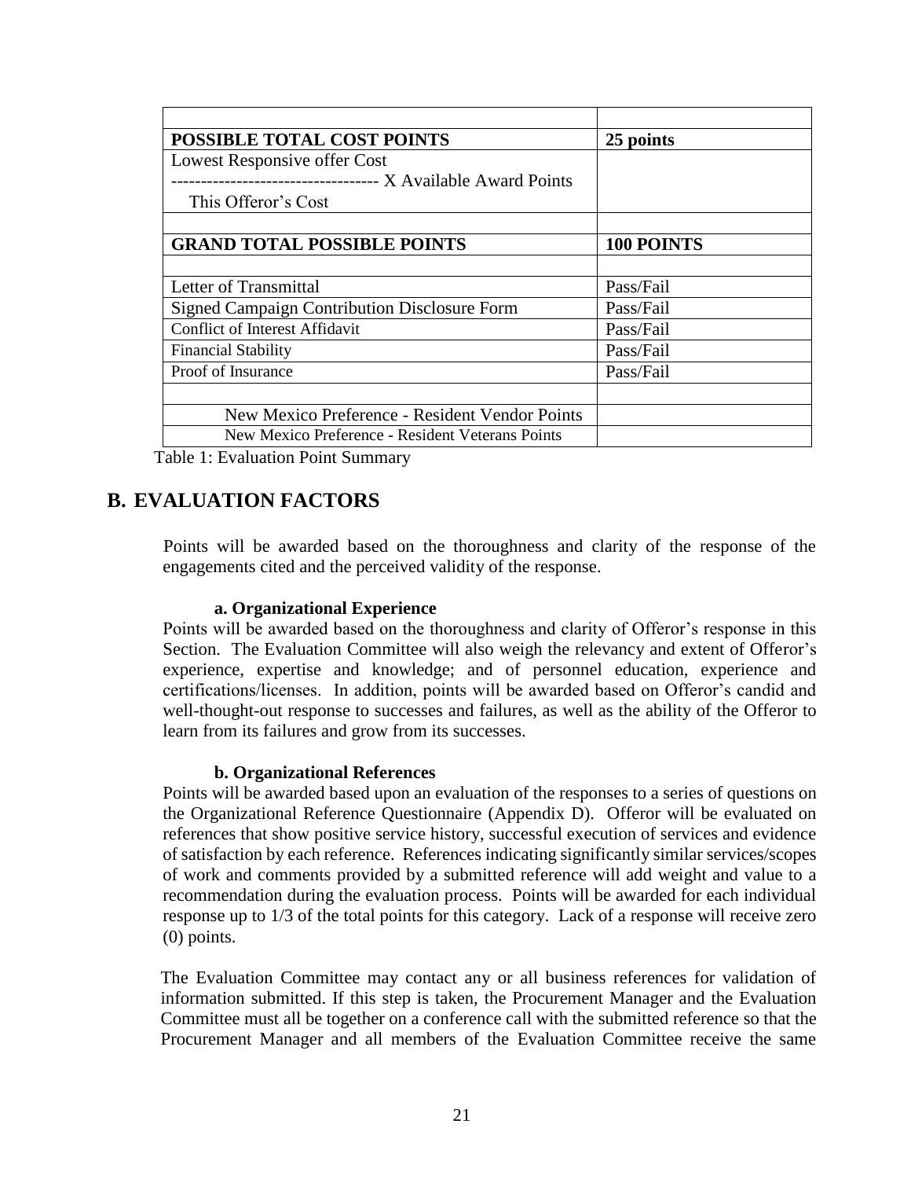| | |
|---|---|
| **POSSIBLE TOTAL COST POINTS** | **25 points** |
| Lowest Responsive offer Cost<br>---------------------------------- X Available Award Points<br>This Offeror's Cost | |
| | |
| **GRAND TOTAL POSSIBLE POINTS** | **100 POINTS** |
| | |
| Letter of Transmittal | Pass/Fail |
| Signed Campaign Contribution Disclosure Form | Pass/Fail |
| Conflict of Interest Affidavit | Pass/Fail |
| Financial Stability | Pass/Fail |
| Proof of Insurance | Pass/Fail |
| | |
| New Mexico Preference - Resident Vendor Points | |
| New Mexico Preference - Resident Veterans Points | |

Table 1: Evaluation Point Summary

## B. EVALUATION FACTORS

Points will be awarded based on the thoroughness and clarity of the response of the engagements cited and the perceived validity of the response.

**a. Organizational Experience**

Points will be awarded based on the thoroughness and clarity of Offeror's response in this Section. The Evaluation Committee will also weigh the relevancy and extent of Offeror's experience, expertise and knowledge; and of personnel education, experience and certifications/licenses. In addition, points will be awarded based on Offeror's candid and well-thought-out response to successes and failures, as well as the ability of the Offeror to learn from its failures and grow from its successes.

**b. Organizational References**

Points will be awarded based upon an evaluation of the responses to a series of questions on the Organizational Reference Questionnaire (Appendix D). Offeror will be evaluated on references that show positive service history, successful execution of services and evidence of satisfaction by each reference. References indicating significantly similar services/scopes of work and comments provided by a submitted reference will add weight and value to a recommendation during the evaluation process. Points will be awarded for each individual response up to 1/3 of the total points for this category. Lack of a response will receive zero (0) points.

The Evaluation Committee may contact any or all business references for validation of information submitted. If this step is taken, the Procurement Manager and the Evaluation Committee must all be together on a conference call with the submitted reference so that the Procurement Manager and all members of the Evaluation Committee receive the same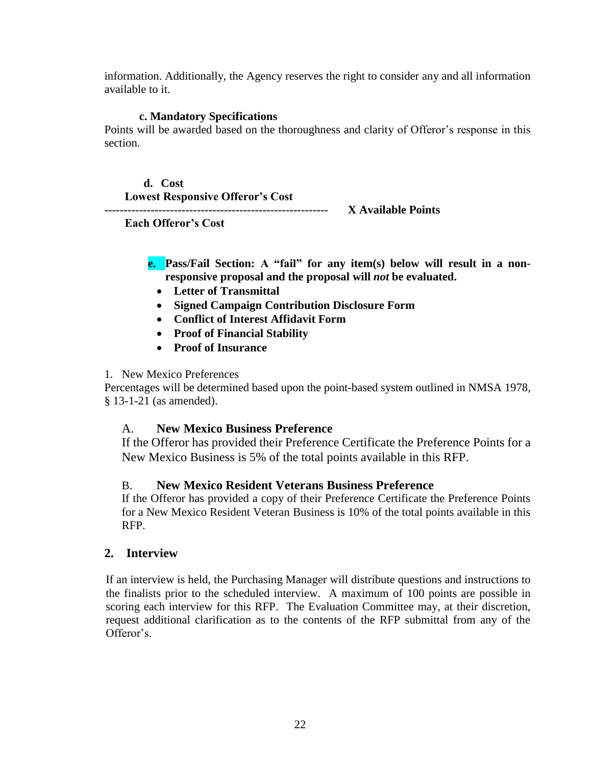information. Additionally, the Agency reserves the right to consider any and all information available to it.

**c. Mandatory Specifications**

Points will be awarded based on the thoroughness and clarity of Offeror's response in this section.

**d. Cost**

$$\frac{\text{Lowest Responsive Offeror's Cost}}{\text{Each Offeror's Cost}} \times \text{Available Points}$$

**e. Pass/Fail Section: A "fail" for any item(s) below will result in a non-responsive proposal and the proposal will *not* be evaluated.**

- **Letter of Transmittal**
- **Signed Campaign Contribution Disclosure Form**
- **Conflict of Interest Affidavit Form**
- **Proof of Financial Stability**
- **Proof of Insurance**

1. New Mexico Preferences

Percentages will be determined based upon the point-based system outlined in NMSA 1978, § 13-1-21 (as amended).

A. **New Mexico Business Preference**

If the Offeror has provided their Preference Certificate the Preference Points for a New Mexico Business is 5% of the total points available in this RFP.

B. **New Mexico Resident Veterans Business Preference**

If the Offeror has provided a copy of their Preference Certificate the Preference Points for a New Mexico Resident Veteran Business is 10% of the total points available in this RFP.

## 2. Interview

If an interview is held, the Purchasing Manager will distribute questions and instructions to the finalists prior to the scheduled interview. A maximum of 100 points are possible in scoring each interview for this RFP. The Evaluation Committee may, at their discretion, request additional clarification as to the contents of the RFP submittal from any of the Offeror's.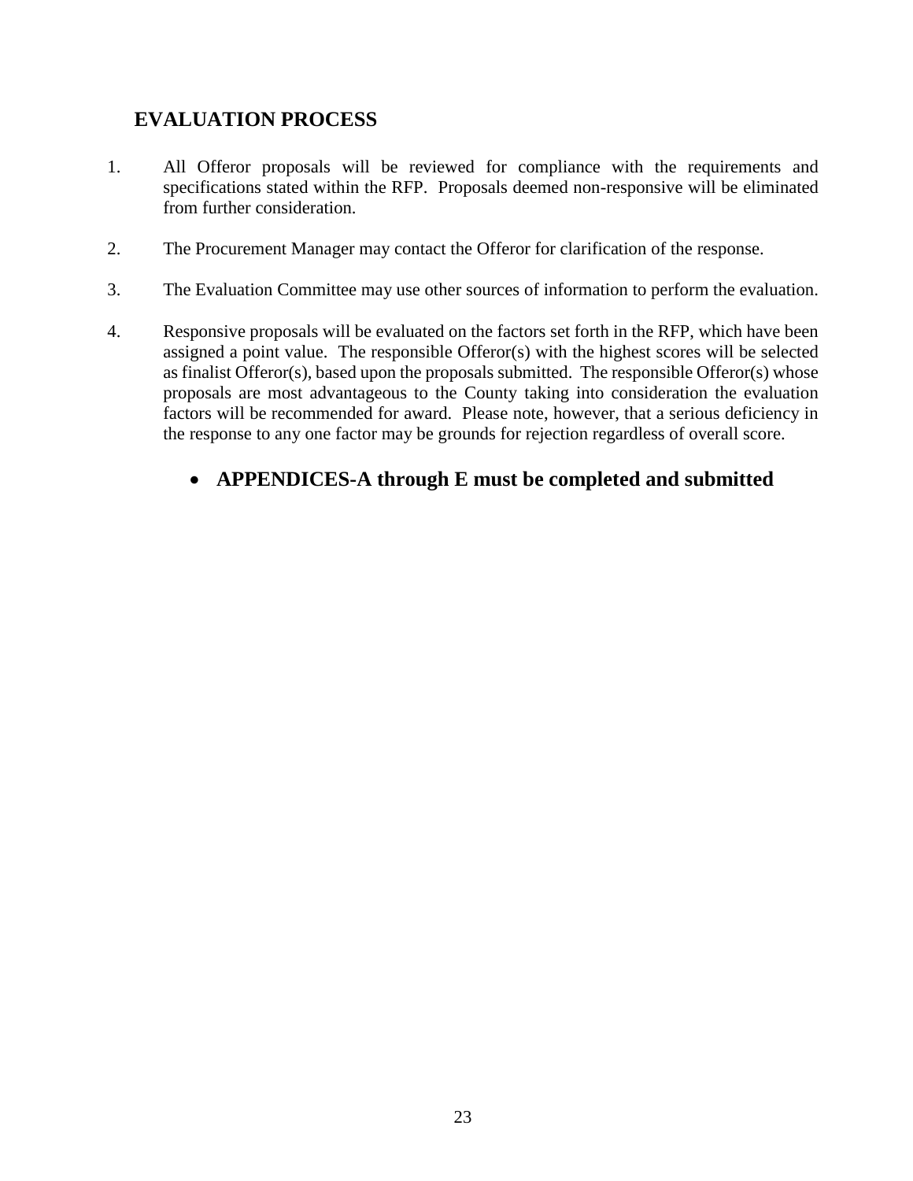## EVALUATION PROCESS

1. All Offeror proposals will be reviewed for compliance with the requirements and specifications stated within the RFP. Proposals deemed non-responsive will be eliminated from further consideration.

2. The Procurement Manager may contact the Offeror for clarification of the response.

3. The Evaluation Committee may use other sources of information to perform the evaluation.

4. Responsive proposals will be evaluated on the factors set forth in the RFP, which have been assigned a point value. The responsible Offeror(s) with the highest scores will be selected as finalist Offeror(s), based upon the proposals submitted. The responsible Offeror(s) whose proposals are most advantageous to the County taking into consideration the evaluation factors will be recommended for award. Please note, however, that a serious deficiency in the response to any one factor may be grounds for rejection regardless of overall score.

   - **APPENDICES-A through E must be completed and submitted**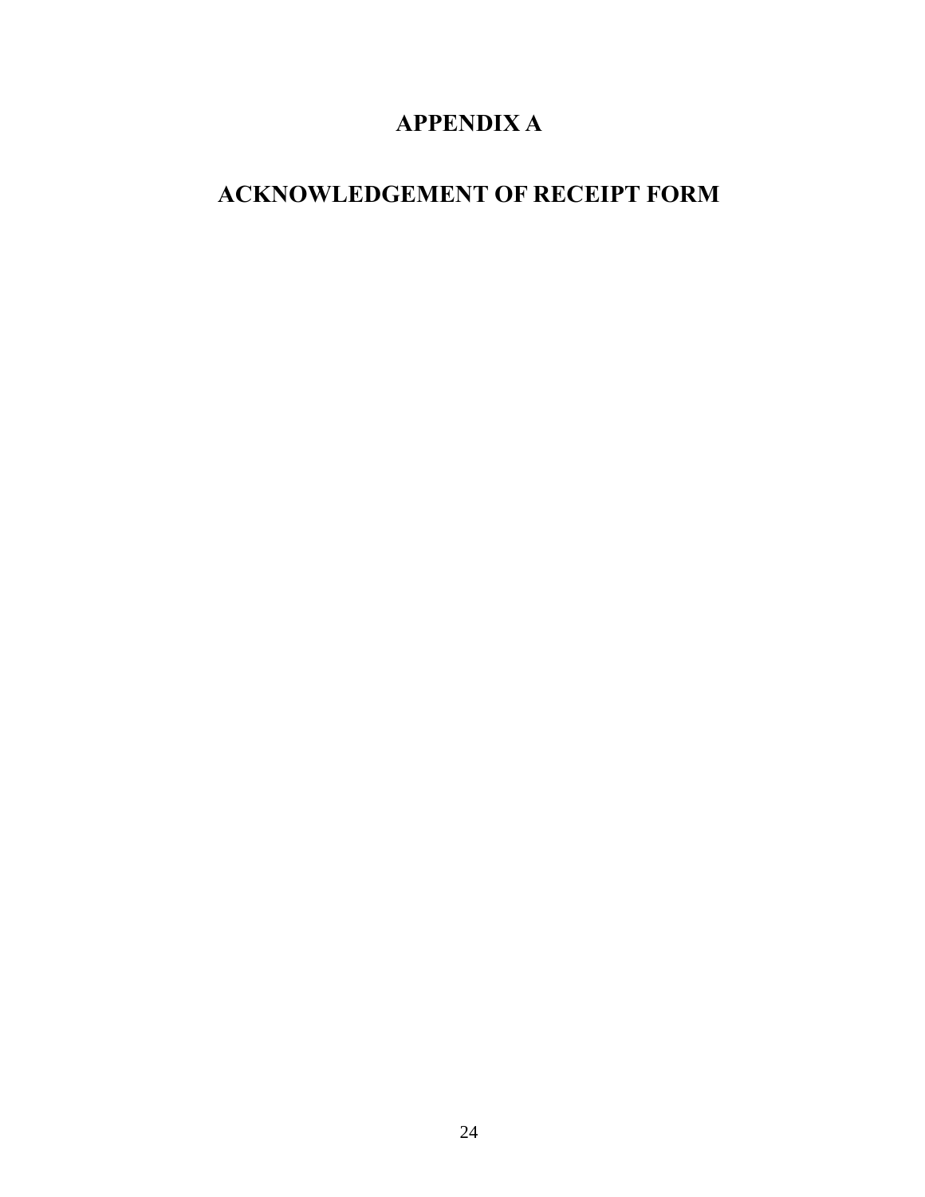# APPENDIX A

# ACKNOWLEDGEMENT OF RECEIPT FORM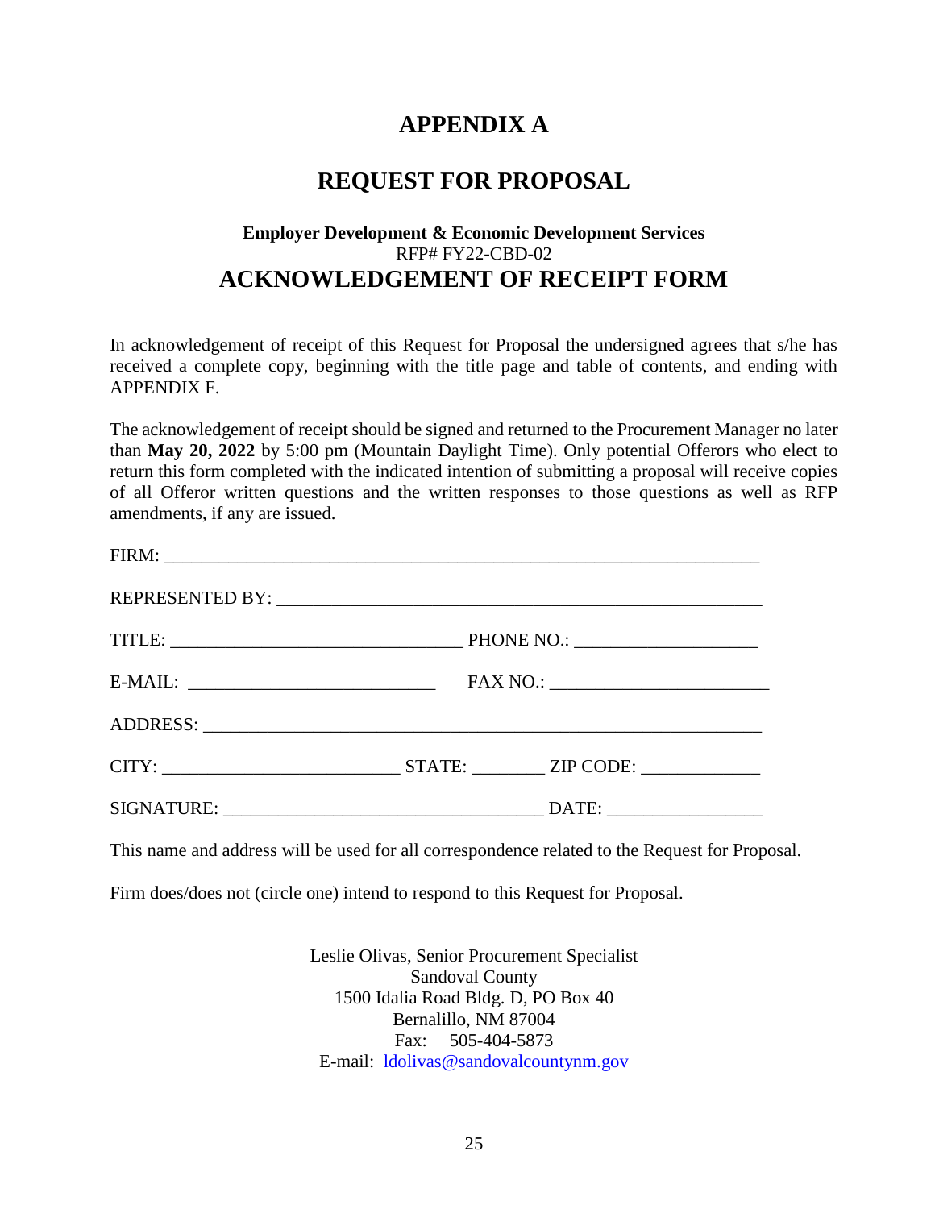# APPENDIX A

# REQUEST FOR PROPOSAL

### Employer Development & Economic Development Services

RFP# FY22-CBD-02

## ACKNOWLEDGEMENT OF RECEIPT FORM

In acknowledgement of receipt of this Request for Proposal the undersigned agrees that s/he has received a complete copy, beginning with the title page and table of contents, and ending with APPENDIX F.

The acknowledgement of receipt should be signed and returned to the Procurement Manager no later than **May 20, 2022** by 5:00 pm (Mountain Daylight Time). Only potential Offerors who elect to return this form completed with the indicated intention of submitting a proposal will receive copies of all Offeror written questions and the written responses to those questions as well as RFP amendments, if any are issued.

FIRM: ___________________________________________________________________

REPRESENTED BY: _______________________________________________________

TITLE: ________________________________ PHONE NO.: ___________________

E-MAIL: __________________________ FAX NO.: _______________________

ADDRESS: _______________________________________________________________

CITY: _________________________ STATE: ________ ZIP CODE: _____________

SIGNATURE: __________________________________ DATE: ________________

This name and address will be used for all correspondence related to the Request for Proposal.

Firm does/does not (circle one) intend to respond to this Request for Proposal.

Leslie Olivas, Senior Procurement Specialist
Sandoval County
1500 Idalia Road Bldg. D, PO Box 40
Bernalillo, NM 87004
Fax: 505-404-5873
E-mail: ldolivas@sandovalcountynm.gov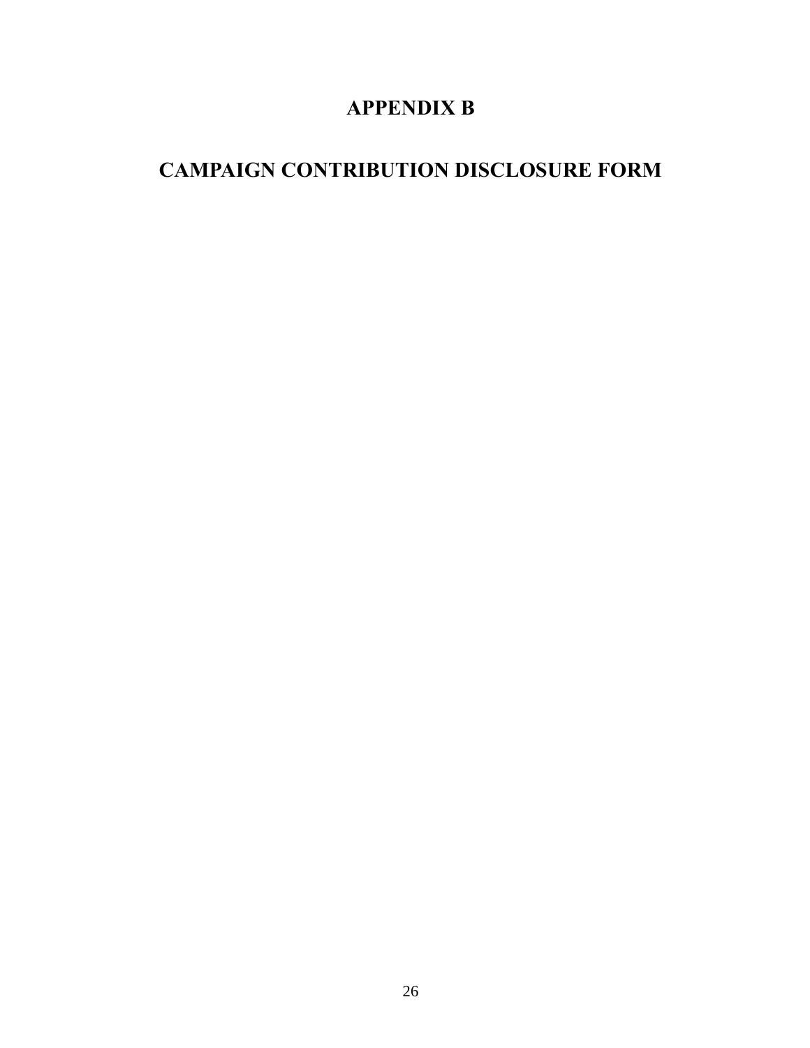# APPENDIX B

# CAMPAIGN CONTRIBUTION DISCLOSURE FORM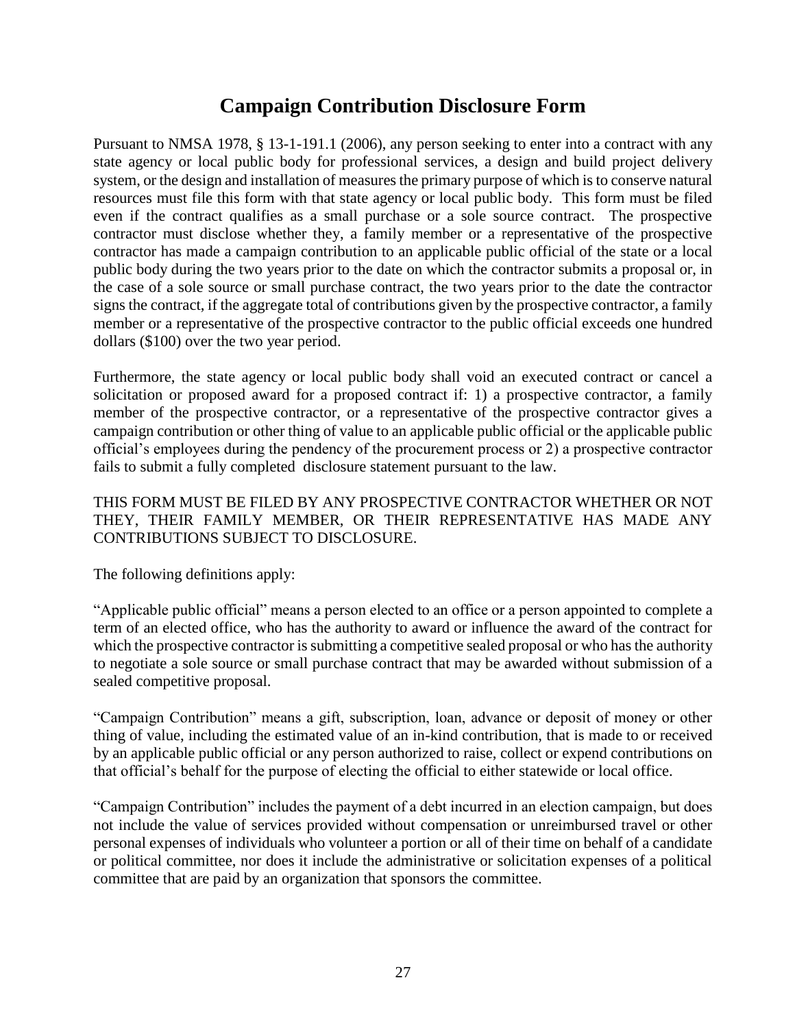# Campaign Contribution Disclosure Form

Pursuant to NMSA 1978, § 13-1-191.1 (2006), any person seeking to enter into a contract with any state agency or local public body for professional services, a design and build project delivery system, or the design and installation of measures the primary purpose of which is to conserve natural resources must file this form with that state agency or local public body. This form must be filed even if the contract qualifies as a small purchase or a sole source contract. The prospective contractor must disclose whether they, a family member or a representative of the prospective contractor has made a campaign contribution to an applicable public official of the state or a local public body during the two years prior to the date on which the contractor submits a proposal or, in the case of a sole source or small purchase contract, the two years prior to the date the contractor signs the contract, if the aggregate total of contributions given by the prospective contractor, a family member or a representative of the prospective contractor to the public official exceeds one hundred dollars ($100) over the two year period.

Furthermore, the state agency or local public body shall void an executed contract or cancel a solicitation or proposed award for a proposed contract if: 1) a prospective contractor, a family member of the prospective contractor, or a representative of the prospective contractor gives a campaign contribution or other thing of value to an applicable public official or the applicable public official's employees during the pendency of the procurement process or 2) a prospective contractor fails to submit a fully completed disclosure statement pursuant to the law.

THIS FORM MUST BE FILED BY ANY PROSPECTIVE CONTRACTOR WHETHER OR NOT THEY, THEIR FAMILY MEMBER, OR THEIR REPRESENTATIVE HAS MADE ANY CONTRIBUTIONS SUBJECT TO DISCLOSURE.

The following definitions apply:

"Applicable public official" means a person elected to an office or a person appointed to complete a term of an elected office, who has the authority to award or influence the award of the contract for which the prospective contractor is submitting a competitive sealed proposal or who has the authority to negotiate a sole source or small purchase contract that may be awarded without submission of a sealed competitive proposal.

"Campaign Contribution" means a gift, subscription, loan, advance or deposit of money or other thing of value, including the estimated value of an in-kind contribution, that is made to or received by an applicable public official or any person authorized to raise, collect or expend contributions on that official's behalf for the purpose of electing the official to either statewide or local office.

"Campaign Contribution" includes the payment of a debt incurred in an election campaign, but does not include the value of services provided without compensation or unreimbursed travel or other personal expenses of individuals who volunteer a portion or all of their time on behalf of a candidate or political committee, nor does it include the administrative or solicitation expenses of a political committee that are paid by an organization that sponsors the committee.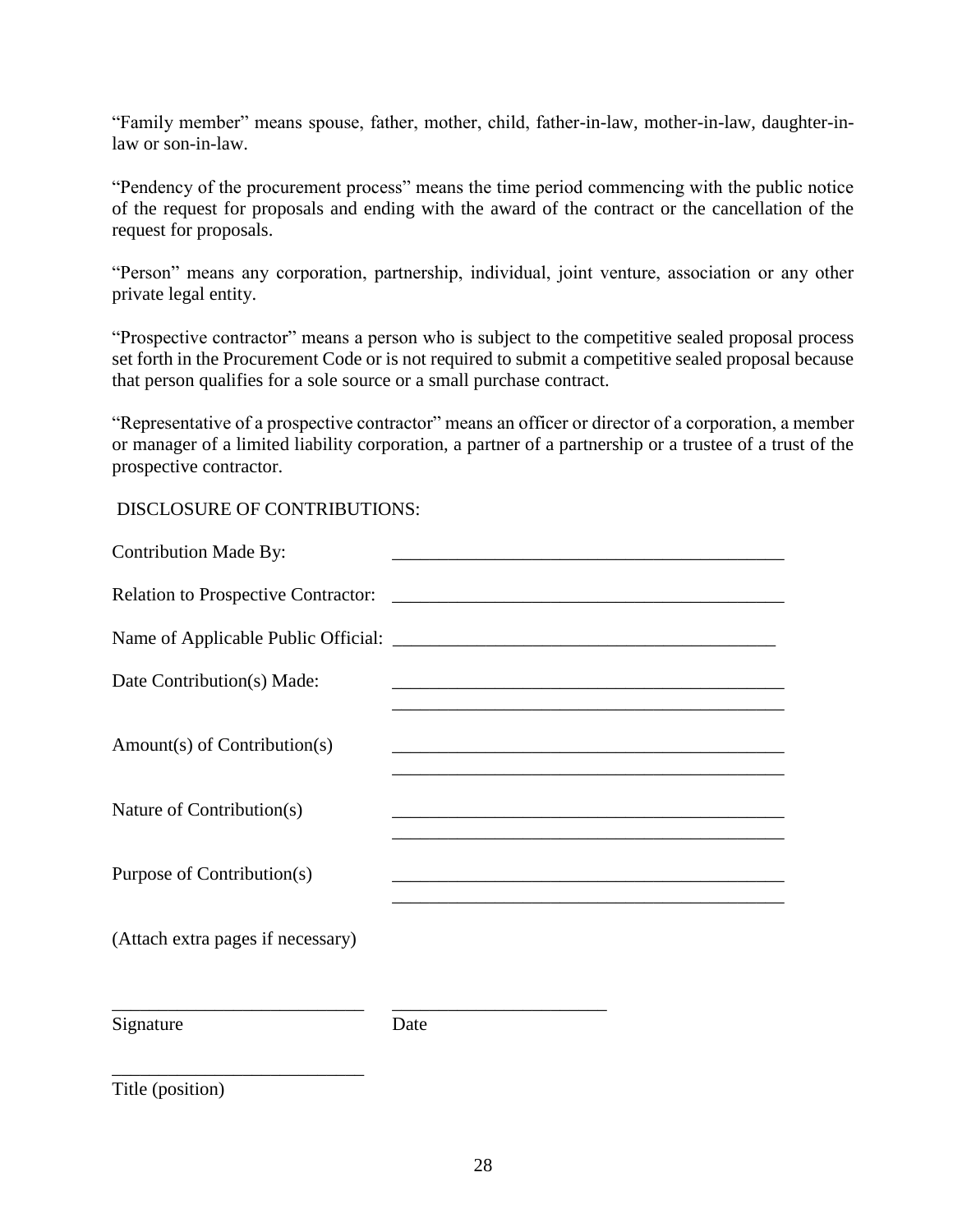"Family member" means spouse, father, mother, child, father-in-law, mother-in-law, daughter-in-law or son-in-law.

"Pendency of the procurement process" means the time period commencing with the public notice of the request for proposals and ending with the award of the contract or the cancellation of the request for proposals.

"Person" means any corporation, partnership, individual, joint venture, association or any other private legal entity.

"Prospective contractor" means a person who is subject to the competitive sealed proposal process set forth in the Procurement Code or is not required to submit a competitive sealed proposal because that person qualifies for a sole source or a small purchase contract.

"Representative of a prospective contractor" means an officer or director of a corporation, a member or manager of a limited liability corporation, a partner of a partnership or a trustee of a trust of the prospective contractor.

DISCLOSURE OF CONTRIBUTIONS:

Contribution Made By: ___________________________________________

Relation to Prospective Contractor: ___________________________________________

Name of Applicable Public Official: __________________________________________

Date Contribution(s) Made: ___________________________________________
___________________________________________

Amount(s) of Contribution(s) ___________________________________________
___________________________________________

Nature of Contribution(s) ___________________________________________
___________________________________________

Purpose of Contribution(s) ___________________________________________
___________________________________________

(Attach extra pages if necessary)

___________________________ _______________________
Signature Date

___________________________
Title (position)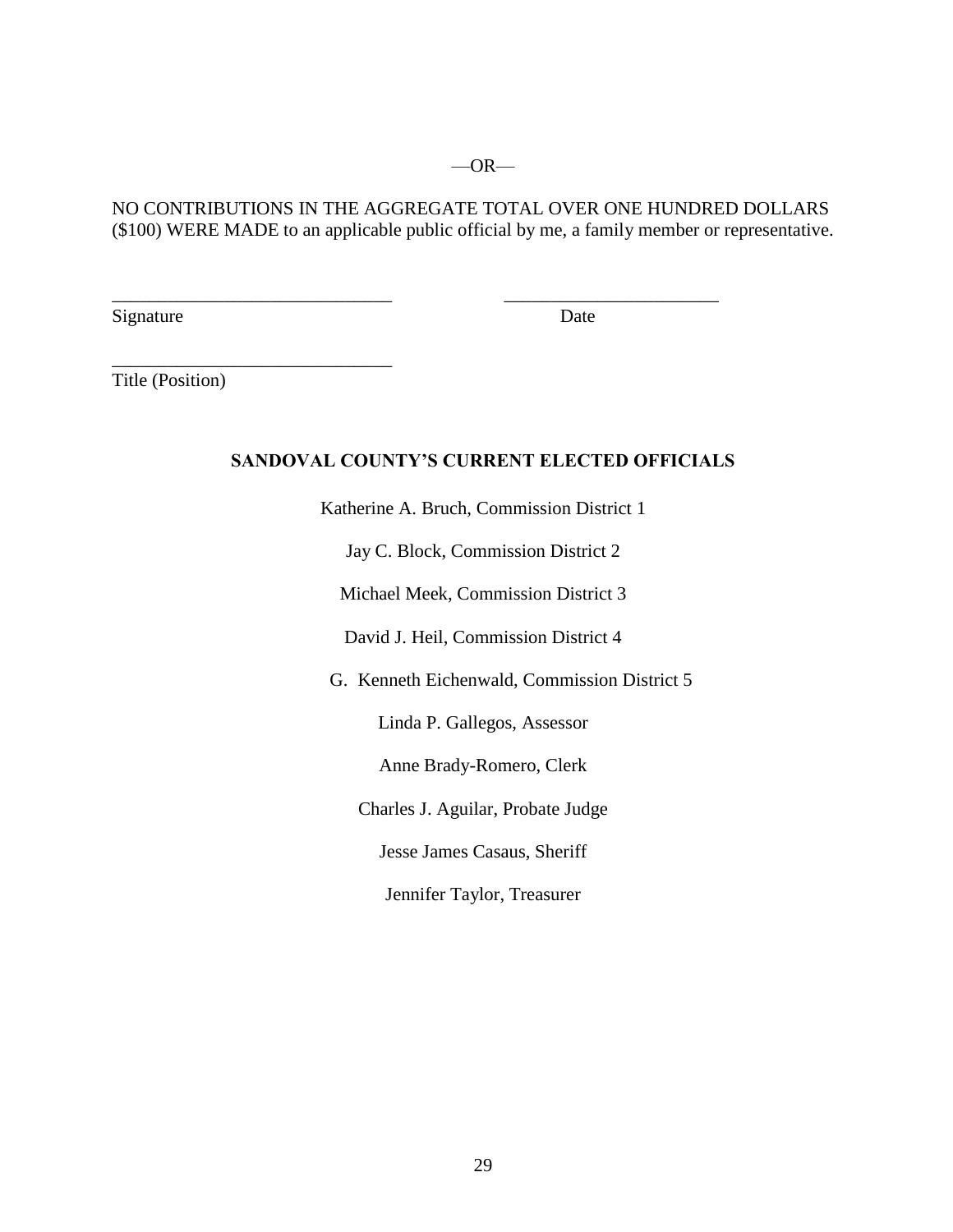—OR—

NO CONTRIBUTIONS IN THE AGGREGATE TOTAL OVER ONE HUNDRED DOLLARS ($100) WERE MADE to an applicable public official by me, a family member or representative.

______________________________ ______________________
Signature Date

______________________________
Title (Position)

**SANDOVAL COUNTY'S CURRENT ELECTED OFFICIALS**

Katherine A. Bruch, Commission District 1

Jay C. Block, Commission District 2

Michael Meek, Commission District 3

David J. Heil, Commission District 4

G. Kenneth Eichenwald, Commission District 5

Linda P. Gallegos, Assessor

Anne Brady-Romero, Clerk

Charles J. Aguilar, Probate Judge

Jesse James Casaus, Sheriff

Jennifer Taylor, Treasurer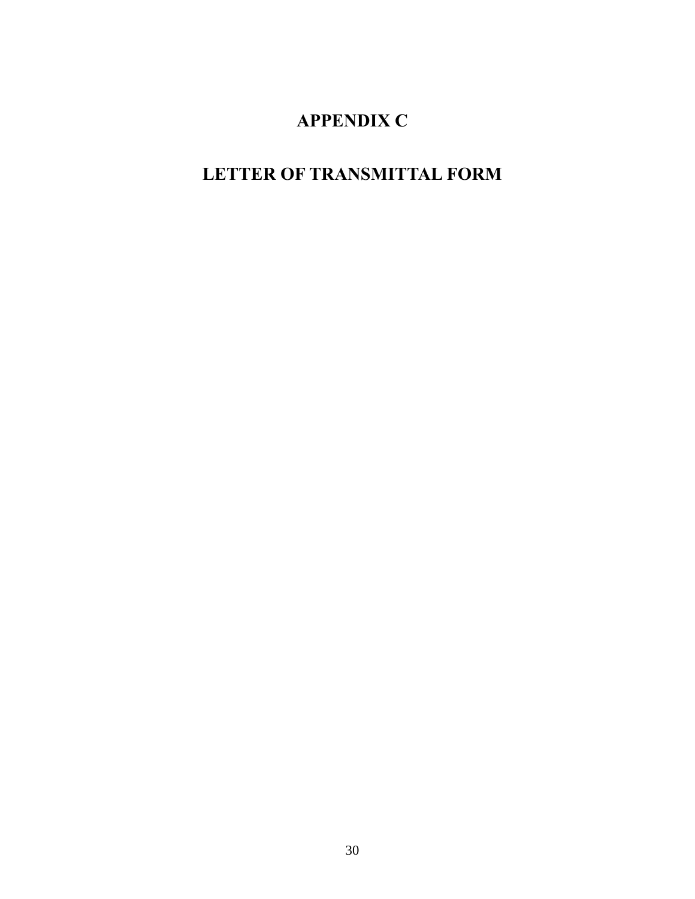# APPENDIX C

# LETTER OF TRANSMITTAL FORM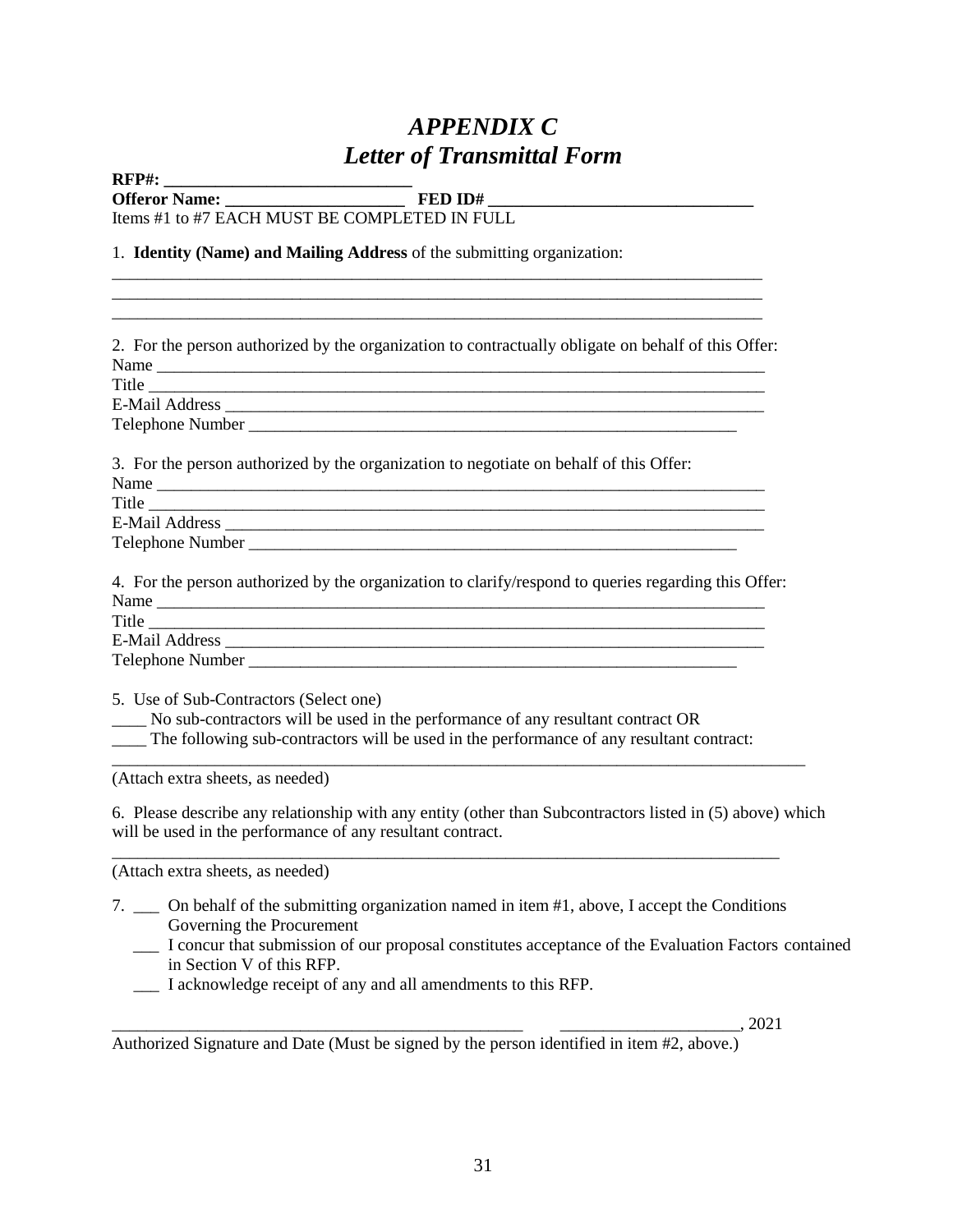# *APPENDIX C*
# *Letter of Transmittal Form*

**RFP#: ____________________________**

**Offeror Name: _____________________ FED ID# _______________________________**

Items #1 to #7 EACH MUST BE COMPLETED IN FULL

1. **Identity (Name) and Mailing Address** of the submitting organization:

_______________________________________________________________________________

_______________________________________________________________________________

_______________________________________________________________________________

2. For the person authorized by the organization to contractually obligate on behalf of this Offer:

Name ___________________________________________________________________________

Title ____________________________________________________________________________

E-Mail Address ____________________________________________________________________

Telephone Number _____________________________________________________________

3. For the person authorized by the organization to negotiate on behalf of this Offer:

Name ___________________________________________________________________________

Title ____________________________________________________________________________

E-Mail Address ____________________________________________________________________

Telephone Number _____________________________________________________________

4. For the person authorized by the organization to clarify/respond to queries regarding this Offer:

Name ___________________________________________________________________________

Title ____________________________________________________________________________

E-Mail Address ____________________________________________________________________

Telephone Number _____________________________________________________________

5. Use of Sub-Contractors (Select one)

____ No sub-contractors will be used in the performance of any resultant contract OR

____ The following sub-contractors will be used in the performance of any resultant contract:

_____________________________________________________________________________________

(Attach extra sheets, as needed)

6. Please describe any relationship with any entity (other than Subcontractors listed in (5) above) which will be used in the performance of any resultant contract.

__________________________________________________________________________________

(Attach extra sheets, as needed)

7. ___ On behalf of the submitting organization named in item #1, above, I accept the Conditions Governing the Procurement

___ I concur that submission of our proposal constitutes acceptance of the Evaluation Factors contained in Section V of this RFP.

___ I acknowledge receipt of any and all amendments to this RFP.

_________________________________________________ _____________________, 2021

Authorized Signature and Date (Must be signed by the person identified in item #2, above.)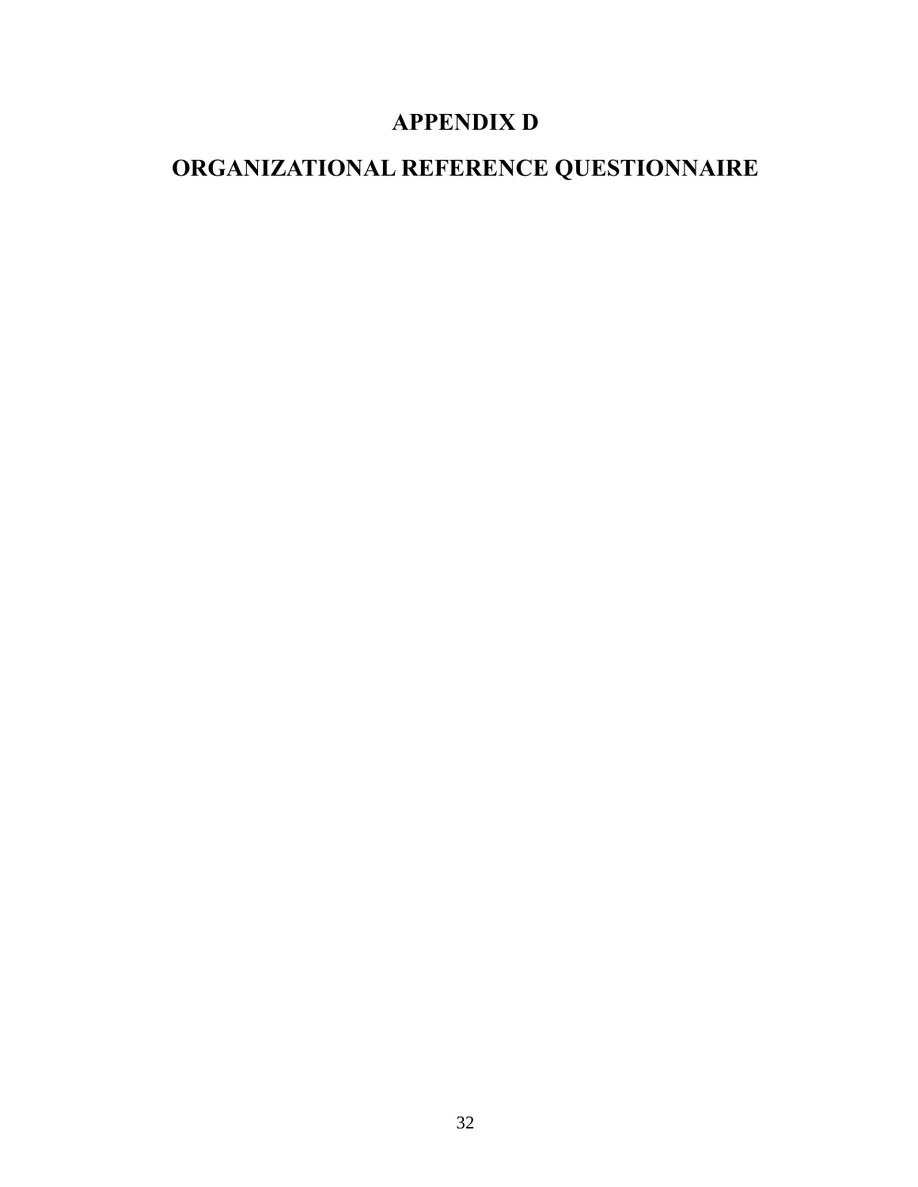# APPENDIX D

# ORGANIZATIONAL REFERENCE QUESTIONNAIRE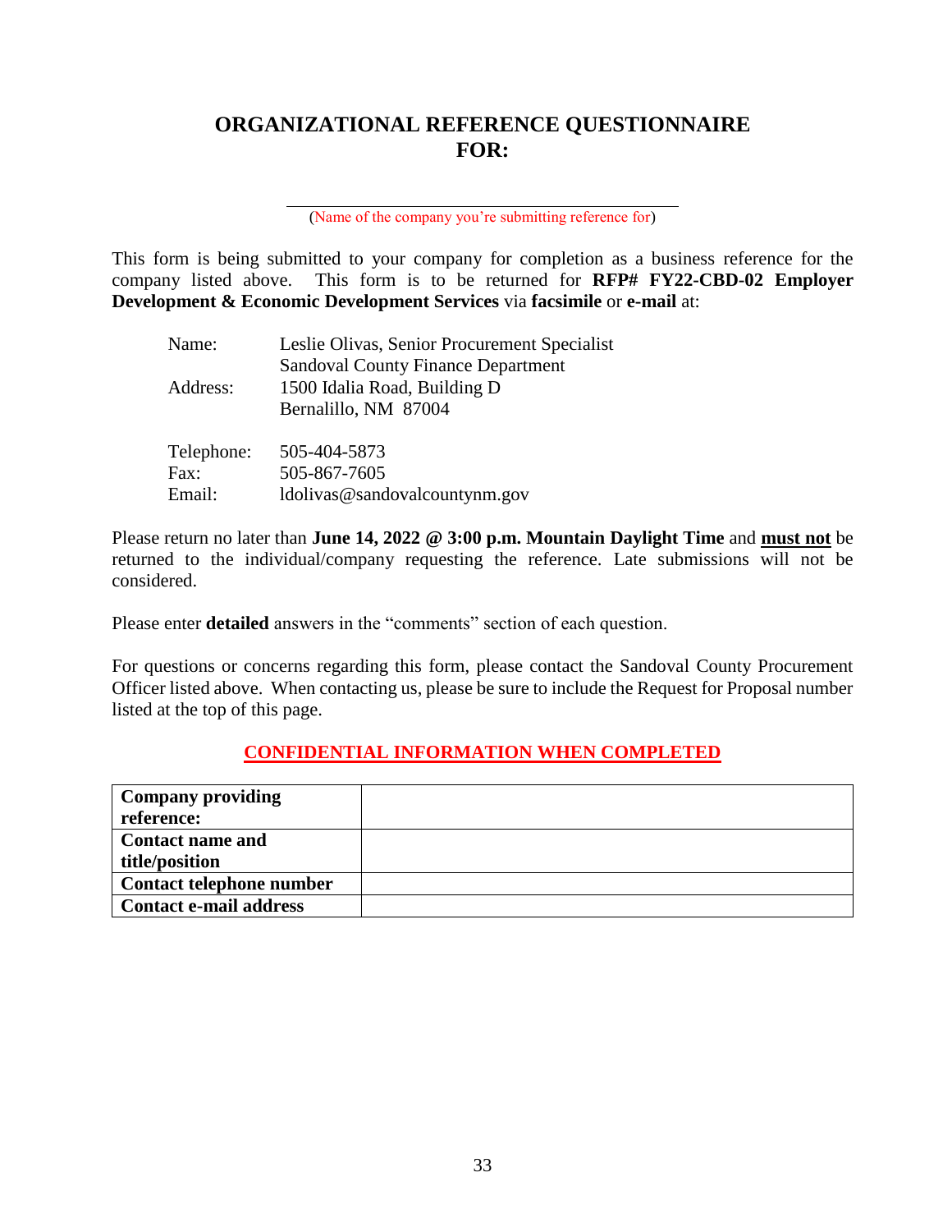# ORGANIZATIONAL REFERENCE QUESTIONNAIRE FOR:

______________________________________
(Name of the company you're submitting reference for)

This form is being submitted to your company for completion as a business reference for the company listed above. This form is to be returned for **RFP# FY22-CBD-02 Employer Development & Economic Development Services** via **facsimile** or **e-mail** at:

Name: Leslie Olivas, Senior Procurement Specialist
Sandoval County Finance Department
Address: 1500 Idalia Road, Building D
Bernalillo, NM 87004

Telephone: 505-404-5873
Fax: 505-867-7605
Email: ldolivas@sandovalcountynm.gov

Please return no later than **June 14, 2022 @ 3:00 p.m. Mountain Daylight Time** and **must not** be returned to the individual/company requesting the reference. Late submissions will not be considered.

Please enter **detailed** answers in the "comments" section of each question.

For questions or concerns regarding this form, please contact the Sandoval County Procurement Officer listed above. When contacting us, please be sure to include the Request for Proposal number listed at the top of this page.

**CONFIDENTIAL INFORMATION WHEN COMPLETED**

| **Company providing reference:** | |
|---|---|
| **Contact name and title/position** | |
| **Contact telephone number** | |
| **Contact e-mail address** | |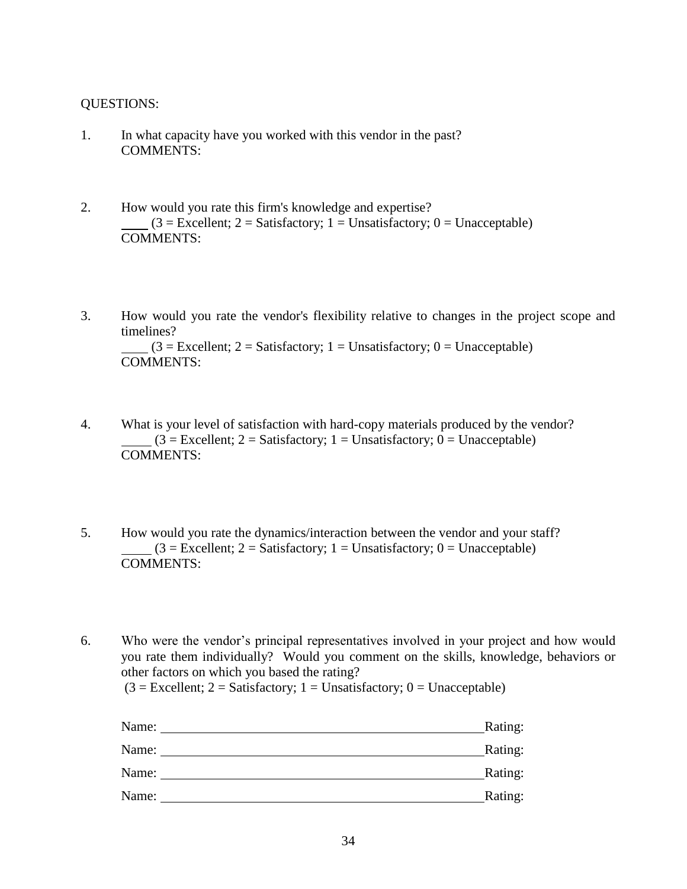QUESTIONS:

1. In what capacity have you worked with this vendor in the past?
   COMMENTS:

2. How would you rate this firm's knowledge and expertise?
   ____ (3 = Excellent; 2 = Satisfactory; 1 = Unsatisfactory; 0 = Unacceptable)
   COMMENTS:

3. How would you rate the vendor's flexibility relative to changes in the project scope and timelines?
   ____ (3 = Excellent; 2 = Satisfactory; 1 = Unsatisfactory; 0 = Unacceptable)
   COMMENTS:

4. What is your level of satisfaction with hard-copy materials produced by the vendor?
   _____ (3 = Excellent; 2 = Satisfactory; 1 = Unsatisfactory; 0 = Unacceptable)
   COMMENTS:

5. How would you rate the dynamics/interaction between the vendor and your staff?
   _____ (3 = Excellent; 2 = Satisfactory; 1 = Unsatisfactory; 0 = Unacceptable)
   COMMENTS:

6. Who were the vendor's principal representatives involved in your project and how would you rate them individually? Would you comment on the skills, knowledge, behaviors or other factors on which you based the rating?
   (3 = Excellent; 2 = Satisfactory; 1 = Unsatisfactory; 0 = Unacceptable)

   Name: ____________________________________________ Rating:

   Name: ____________________________________________ Rating:

   Name: ____________________________________________ Rating:

   Name: ____________________________________________ Rating: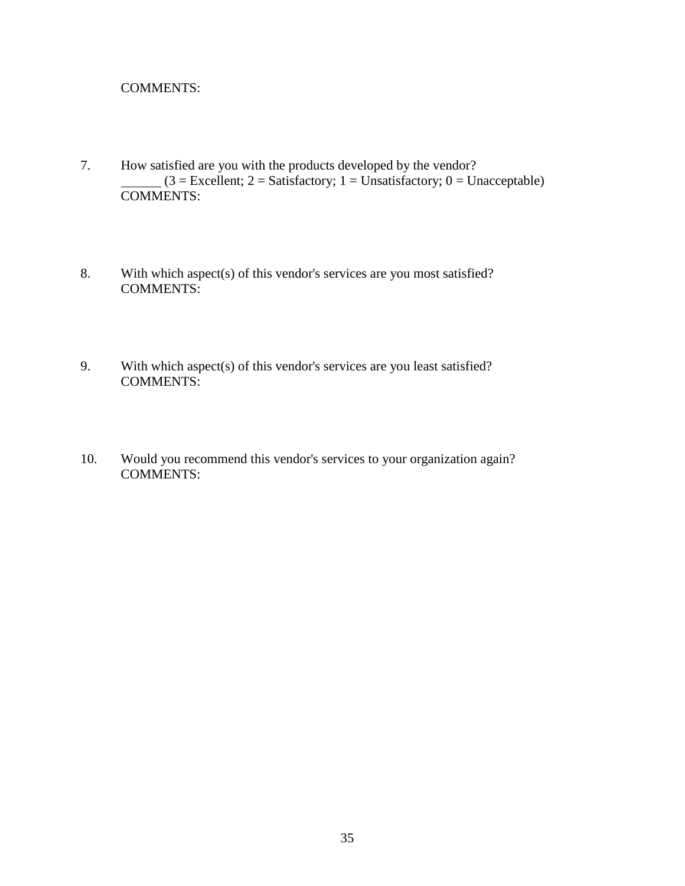COMMENTS:

7. How satisfied are you with the products developed by the vendor?
   ______ (3 = Excellent; 2 = Satisfactory; 1 = Unsatisfactory; 0 = Unacceptable)
   COMMENTS:

8. With which aspect(s) of this vendor's services are you most satisfied?
   COMMENTS:

9. With which aspect(s) of this vendor's services are you least satisfied?
   COMMENTS:

10. Would you recommend this vendor's services to your organization again?
    COMMENTS: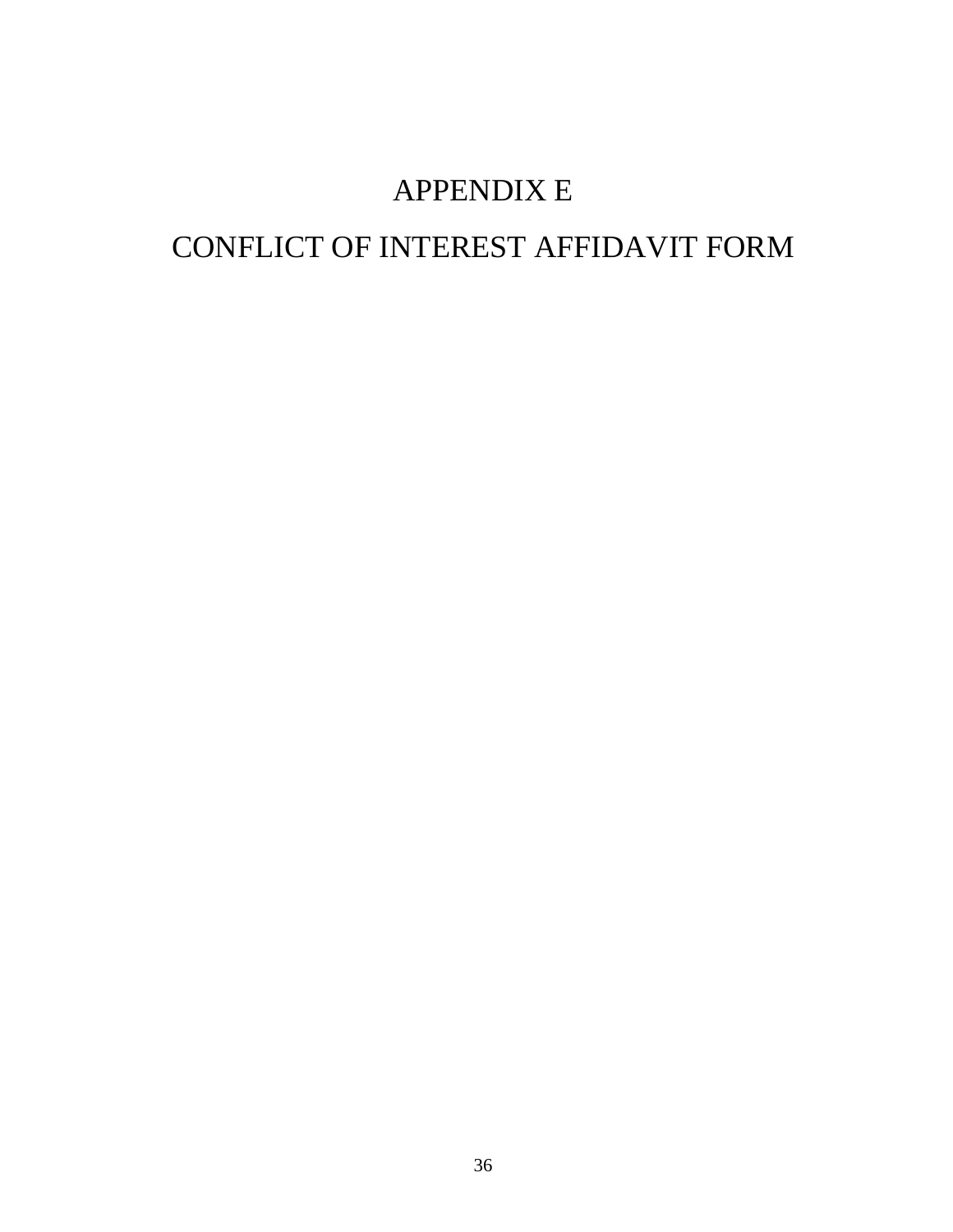# APPENDIX E

# CONFLICT OF INTEREST AFFIDAVIT FORM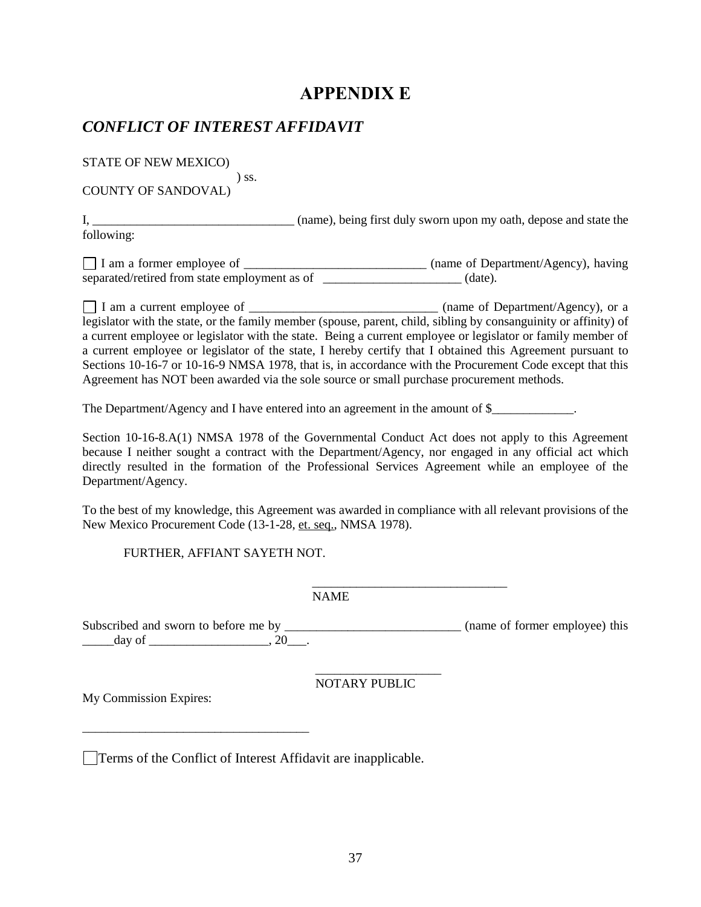# APPENDIX E

## *CONFLICT OF INTEREST AFFIDAVIT*

STATE OF NEW MEXICO)
) ss.
COUNTY OF SANDOVAL)

I, ________________________________ (name), being first duly sworn upon my oath, depose and state the following:

☐ I am a former employee of _____________________________ (name of Department/Agency), having separated/retired from state employment as of ______________________ (date).

☐ I am a current employee of ______________________________ (name of Department/Agency), or a legislator with the state, or the family member (spouse, parent, child, sibling by consanguinity or affinity) of a current employee or legislator with the state. Being a current employee or legislator or family member of a current employee or legislator of the state, I hereby certify that I obtained this Agreement pursuant to Sections 10-16-7 or 10-16-9 NMSA 1978, that is, in accordance with the Procurement Code except that this Agreement has NOT been awarded via the sole source or small purchase procurement methods.

The Department/Agency and I have entered into an agreement in the amount of $_____________.

Section 10-16-8.A(1) NMSA 1978 of the Governmental Conduct Act does not apply to this Agreement because I neither sought a contract with the Department/Agency, nor engaged in any official act which directly resulted in the formation of the Professional Services Agreement while an employee of the Department/Agency.

To the best of my knowledge, this Agreement was awarded in compliance with all relevant provisions of the New Mexico Procurement Code (13-1-28, et. seq., NMSA 1978).

FURTHER, AFFIANT SAYETH NOT.

_______________________________
NAME

Subscribed and sworn to before me by ____________________________ (name of former employee) this _____day of ___________________, 20___.

____________________
NOTARY PUBLIC

My Commission Expires:

___________________________________

☐ Terms of the Conflict of Interest Affidavit are inapplicable.